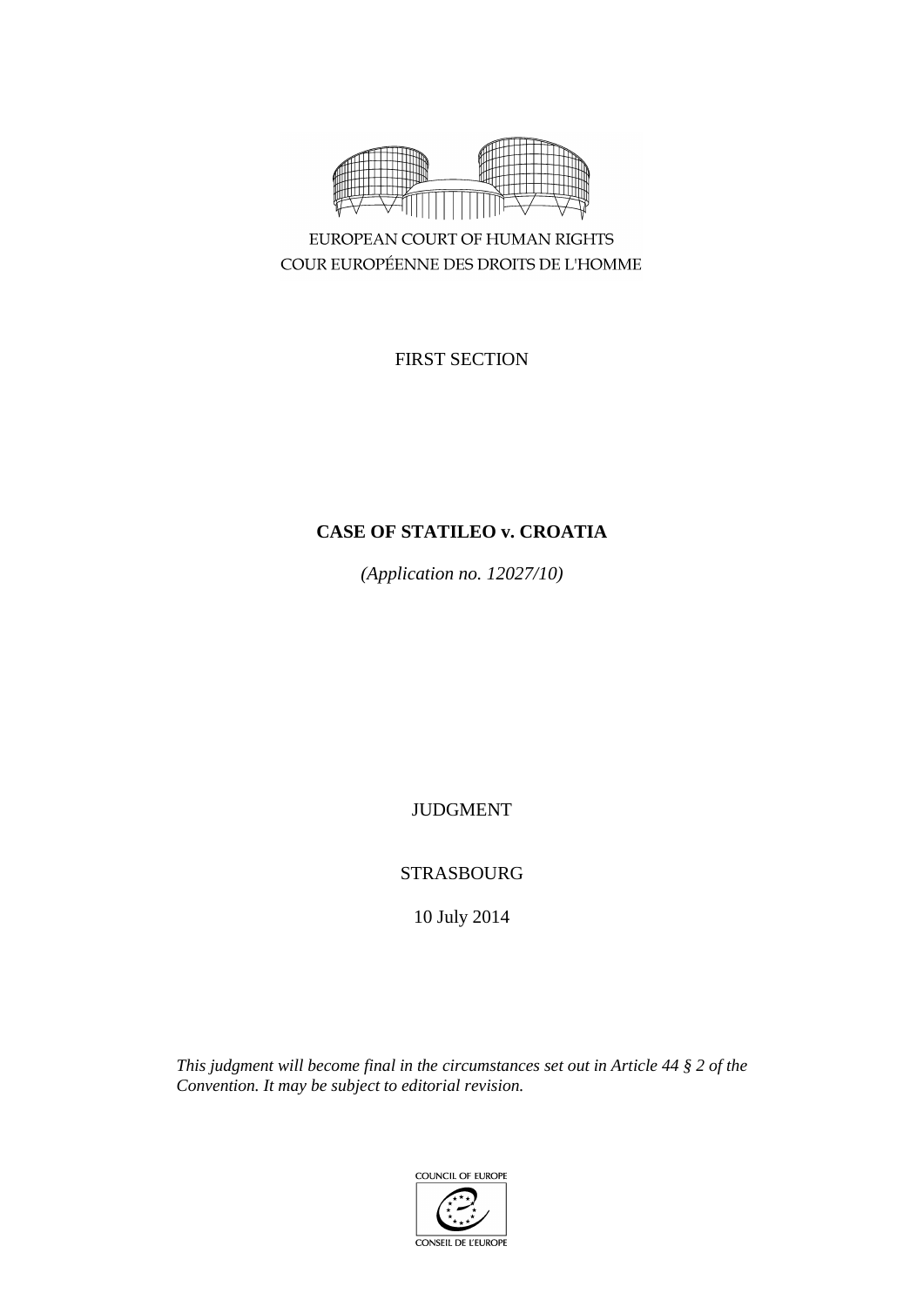EUROPEAN COURT OF HUMAN RIGHTS
COUR EUROPÉENNE DES DROITS DE L'HOMME

FIRST SECTION

**CASE OF STATILEO v. CROATIA**

*(Application no. 12027/10)*

JUDGMENT

STRASBOURG

10 July 2014

*This judgment will become final in the circumstances set out in Article 44 § 2 of the Convention. It may be subject to editorial revision.*

COUNCIL OF EUROPE
CONSEIL DE L'EUROPE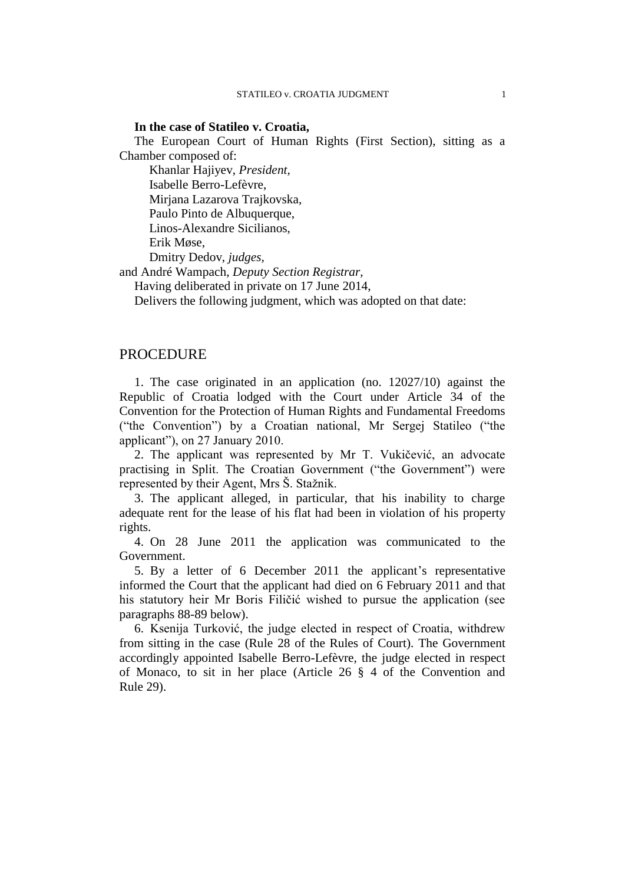**In the case of Statileo v. Croatia,**

The European Court of Human Rights (First Section), sitting as a Chamber composed of:

Khanlar Hajiyev, *President,*
Isabelle Berro-Lefèvre,
Mirjana Lazarova Trajkovska,
Paulo Pinto de Albuquerque,
Linos-Alexandre Sicilianos,
Erik Møse,
Dmitry Dedov, *judges,*
and André Wampach, *Deputy Section Registrar,*

Having deliberated in private on 17 June 2014,

Delivers the following judgment, which was adopted on that date:

## PROCEDURE

1. The case originated in an application (no. 12027/10) against the Republic of Croatia lodged with the Court under Article 34 of the Convention for the Protection of Human Rights and Fundamental Freedoms ("the Convention") by a Croatian national, Mr Sergej Statileo ("the applicant"), on 27 January 2010.

2. The applicant was represented by Mr T. Vukičević, an advocate practising in Split. The Croatian Government ("the Government") were represented by their Agent, Mrs Š. Stažnik.

3. The applicant alleged, in particular, that his inability to charge adequate rent for the lease of his flat had been in violation of his property rights.

4. On 28 June 2011 the application was communicated to the Government.

5. By a letter of 6 December 2011 the applicant's representative informed the Court that the applicant had died on 6 February 2011 and that his statutory heir Mr Boris Filičić wished to pursue the application (see paragraphs 88-89 below).

6. Ksenija Turković, the judge elected in respect of Croatia, withdrew from sitting in the case (Rule 28 of the Rules of Court). The Government accordingly appointed Isabelle Berro-Lefèvre, the judge elected in respect of Monaco, to sit in her place (Article 26 § 4 of the Convention and Rule 29).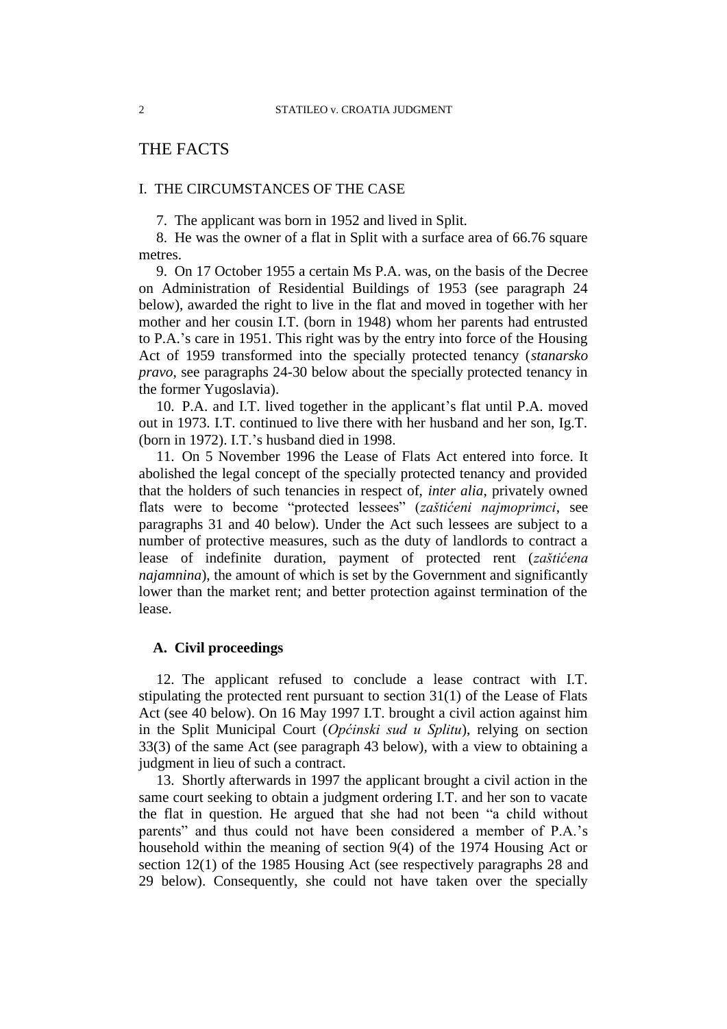# THE FACTS

## I. THE CIRCUMSTANCES OF THE CASE

7. The applicant was born in 1952 and lived in Split.

8. He was the owner of a flat in Split with a surface area of 66.76 square metres.

9. On 17 October 1955 a certain Ms P.A. was, on the basis of the Decree on Administration of Residential Buildings of 1953 (see paragraph 24 below), awarded the right to live in the flat and moved in together with her mother and her cousin I.T. (born in 1948) whom her parents had entrusted to P.A.'s care in 1951. This right was by the entry into force of the Housing Act of 1959 transformed into the specially protected tenancy (*stanarsko pravo*, see paragraphs 24-30 below about the specially protected tenancy in the former Yugoslavia).

10. P.A. and I.T. lived together in the applicant's flat until P.A. moved out in 1973. I.T. continued to live there with her husband and her son, Ig.T. (born in 1972). I.T.'s husband died in 1998.

11. On 5 November 1996 the Lease of Flats Act entered into force. It abolished the legal concept of the specially protected tenancy and provided that the holders of such tenancies in respect of, *inter alia*, privately owned flats were to become "protected lessees" (*zaštićeni najmoprimci*, see paragraphs 31 and 40 below). Under the Act such lessees are subject to a number of protective measures, such as the duty of landlords to contract a lease of indefinite duration, payment of protected rent (*zaštićena najamnina*), the amount of which is set by the Government and significantly lower than the market rent; and better protection against termination of the lease.

### A. Civil proceedings

12. The applicant refused to conclude a lease contract with I.T. stipulating the protected rent pursuant to section 31(1) of the Lease of Flats Act (see 40 below). On 16 May 1997 I.T. brought a civil action against him in the Split Municipal Court (*Općinski sud u Splitu*), relying on section 33(3) of the same Act (see paragraph 43 below), with a view to obtaining a judgment in lieu of such a contract.

13. Shortly afterwards in 1997 the applicant brought a civil action in the same court seeking to obtain a judgment ordering I.T. and her son to vacate the flat in question. He argued that she had not been "a child without parents" and thus could not have been considered a member of P.A.'s household within the meaning of section 9(4) of the 1974 Housing Act or section 12(1) of the 1985 Housing Act (see respectively paragraphs 28 and 29 below). Consequently, she could not have taken over the specially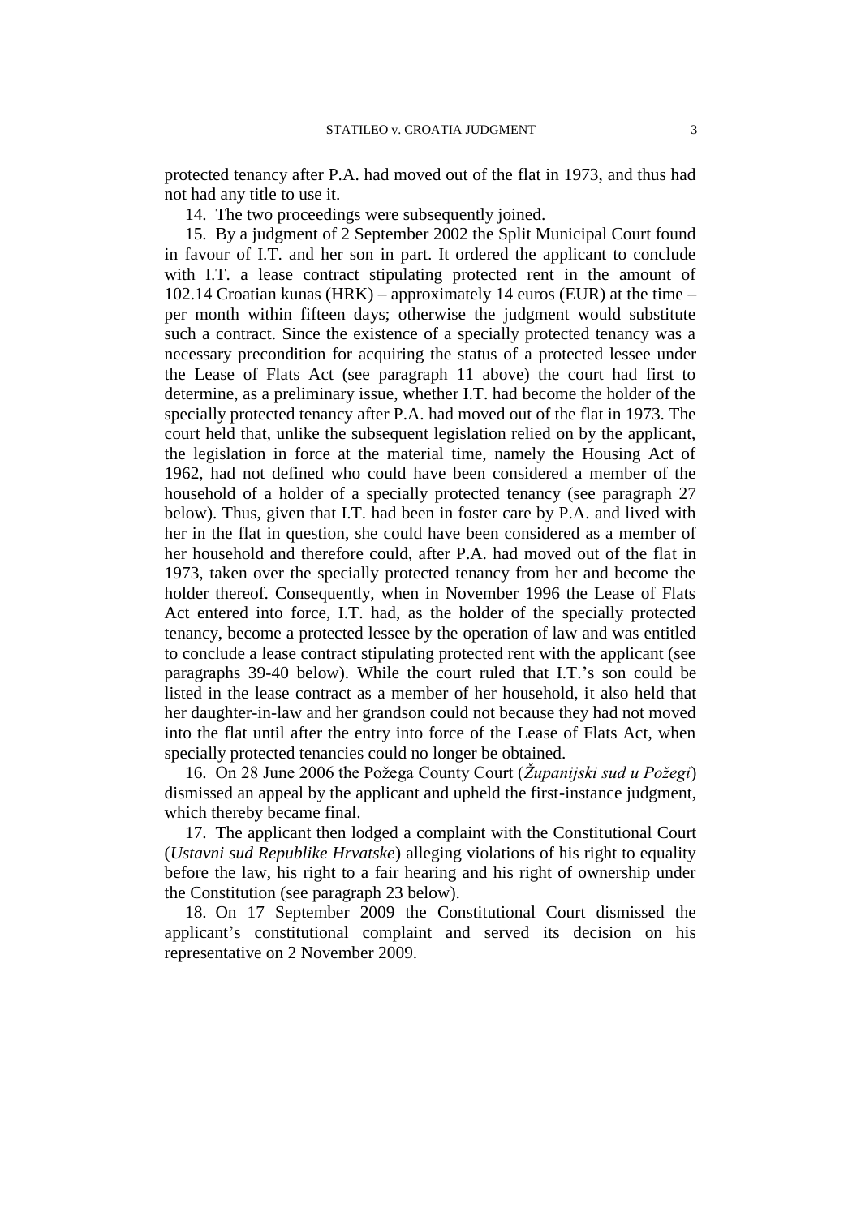protected tenancy after P.A. had moved out of the flat in 1973, and thus had not had any title to use it.

14. The two proceedings were subsequently joined.

15. By a judgment of 2 September 2002 the Split Municipal Court found in favour of I.T. and her son in part. It ordered the applicant to conclude with I.T. a lease contract stipulating protected rent in the amount of 102.14 Croatian kunas (HRK) – approximately 14 euros (EUR) at the time – per month within fifteen days; otherwise the judgment would substitute such a contract. Since the existence of a specially protected tenancy was a necessary precondition for acquiring the status of a protected lessee under the Lease of Flats Act (see paragraph 11 above) the court had first to determine, as a preliminary issue, whether I.T. had become the holder of the specially protected tenancy after P.A. had moved out of the flat in 1973. The court held that, unlike the subsequent legislation relied on by the applicant, the legislation in force at the material time, namely the Housing Act of 1962, had not defined who could have been considered a member of the household of a holder of a specially protected tenancy (see paragraph 27 below). Thus, given that I.T. had been in foster care by P.A. and lived with her in the flat in question, she could have been considered as a member of her household and therefore could, after P.A. had moved out of the flat in 1973, taken over the specially protected tenancy from her and become the holder thereof. Consequently, when in November 1996 the Lease of Flats Act entered into force, I.T. had, as the holder of the specially protected tenancy, become a protected lessee by the operation of law and was entitled to conclude a lease contract stipulating protected rent with the applicant (see paragraphs 39-40 below). While the court ruled that I.T.'s son could be listed in the lease contract as a member of her household, it also held that her daughter-in-law and her grandson could not because they had not moved into the flat until after the entry into force of the Lease of Flats Act, when specially protected tenancies could no longer be obtained.

16. On 28 June 2006 the Požega County Court (*Županijski sud u Požegi*) dismissed an appeal by the applicant and upheld the first-instance judgment, which thereby became final.

17. The applicant then lodged a complaint with the Constitutional Court (*Ustavni sud Republike Hrvatske*) alleging violations of his right to equality before the law, his right to a fair hearing and his right of ownership under the Constitution (see paragraph 23 below).

18. On 17 September 2009 the Constitutional Court dismissed the applicant's constitutional complaint and served its decision on his representative on 2 November 2009.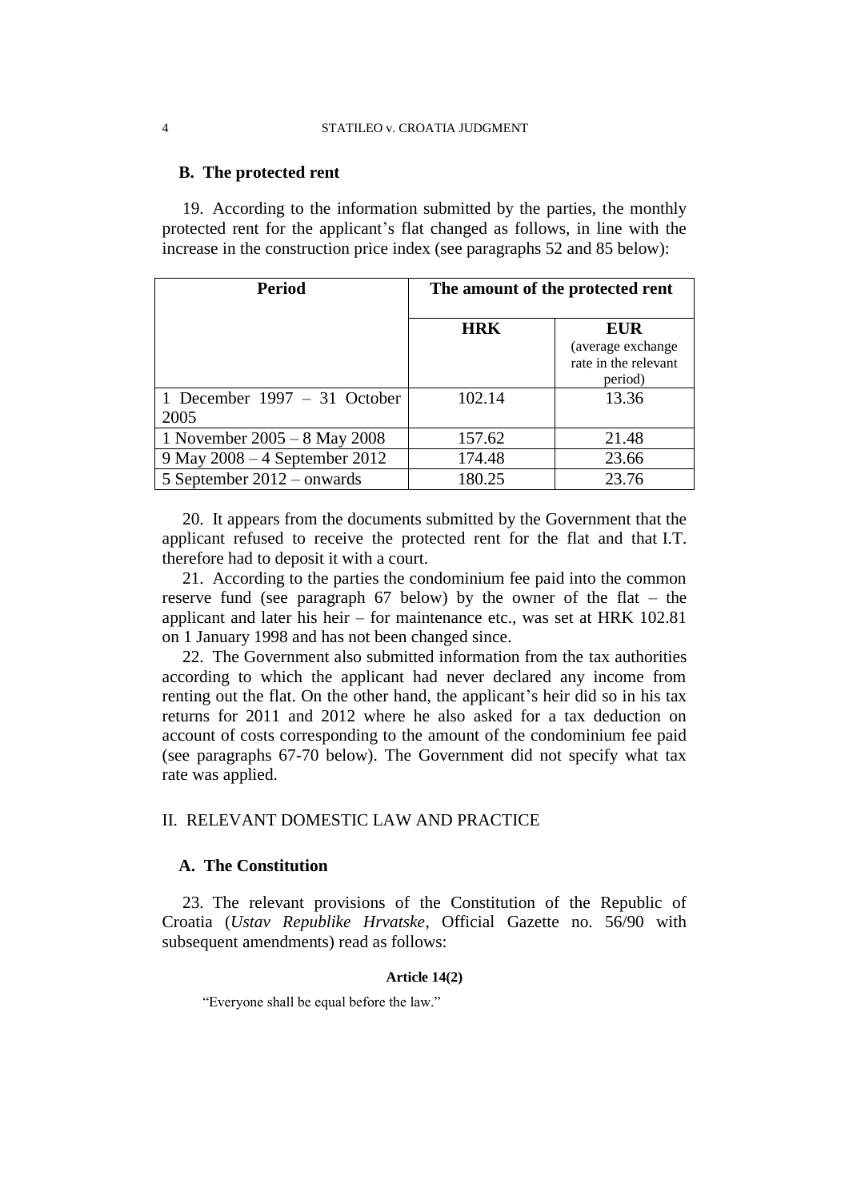## B. The protected rent

19. According to the information submitted by the parties, the monthly protected rent for the applicant's flat changed as follows, in line with the increase in the construction price index (see paragraphs 52 and 85 below):

| Period | The amount of the protected rent | |
|---|---|---|
| | HRK | EUR (average exchange rate in the relevant period) |
| 1 December 1997 – 31 October 2005 | 102.14 | 13.36 |
| 1 November 2005 – 8 May 2008 | 157.62 | 21.48 |
| 9 May 2008 – 4 September 2012 | 174.48 | 23.66 |
| 5 September 2012 – onwards | 180.25 | 23.76 |

20. It appears from the documents submitted by the Government that the applicant refused to receive the protected rent for the flat and that I.T. therefore had to deposit it with a court.

21. According to the parties the condominium fee paid into the common reserve fund (see paragraph 67 below) by the owner of the flat – the applicant and later his heir – for maintenance etc., was set at HRK 102.81 on 1 January 1998 and has not been changed since.

22. The Government also submitted information from the tax authorities according to which the applicant had never declared any income from renting out the flat. On the other hand, the applicant's heir did so in his tax returns for 2011 and 2012 where he also asked for a tax deduction on account of costs corresponding to the amount of the condominium fee paid (see paragraphs 67-70 below). The Government did not specify what tax rate was applied.

## II. RELEVANT DOMESTIC LAW AND PRACTICE

### A. The Constitution

23. The relevant provisions of the Constitution of the Republic of Croatia (*Ustav Republike Hrvatske*, Official Gazette no. 56/90 with subsequent amendments) read as follows:

**Article 14(2)**

"Everyone shall be equal before the law."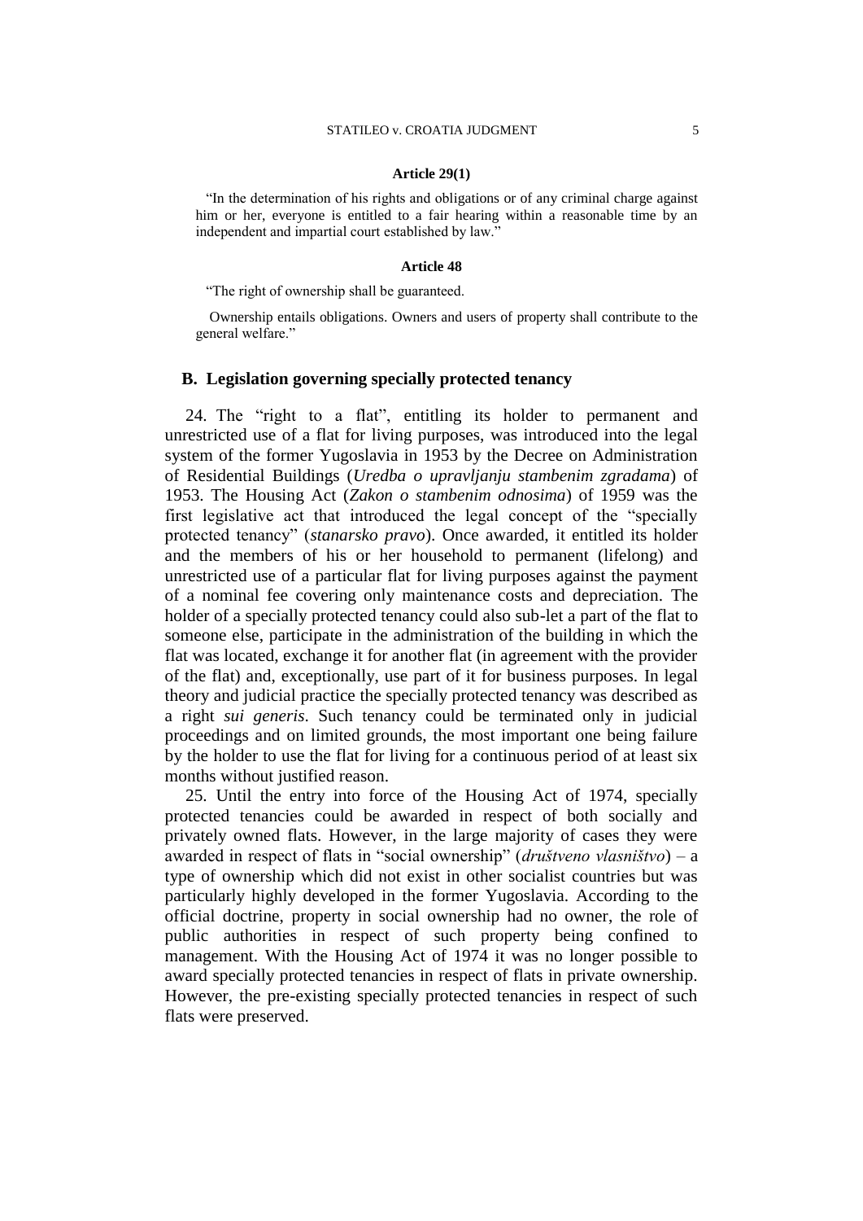**Article 29(1)**

"In the determination of his rights and obligations or of any criminal charge against him or her, everyone is entitled to a fair hearing within a reasonable time by an independent and impartial court established by law."

**Article 48**

"The right of ownership shall be guaranteed.

Ownership entails obligations. Owners and users of property shall contribute to the general welfare."

## B. Legislation governing specially protected tenancy

24. The "right to a flat", entitling its holder to permanent and unrestricted use of a flat for living purposes, was introduced into the legal system of the former Yugoslavia in 1953 by the Decree on Administration of Residential Buildings (*Uredba o upravljanju stambenim zgradama*) of 1953. The Housing Act (*Zakon o stambenim odnosima*) of 1959 was the first legislative act that introduced the legal concept of the "specially protected tenancy" (*stanarsko pravo*). Once awarded, it entitled its holder and the members of his or her household to permanent (lifelong) and unrestricted use of a particular flat for living purposes against the payment of a nominal fee covering only maintenance costs and depreciation. The holder of a specially protected tenancy could also sub-let a part of the flat to someone else, participate in the administration of the building in which the flat was located, exchange it for another flat (in agreement with the provider of the flat) and, exceptionally, use part of it for business purposes. In legal theory and judicial practice the specially protected tenancy was described as a right *sui generis*. Such tenancy could be terminated only in judicial proceedings and on limited grounds, the most important one being failure by the holder to use the flat for living for a continuous period of at least six months without justified reason.

25. Until the entry into force of the Housing Act of 1974, specially protected tenancies could be awarded in respect of both socially and privately owned flats. However, in the large majority of cases they were awarded in respect of flats in "social ownership" (*društveno vlasništvo*) – a type of ownership which did not exist in other socialist countries but was particularly highly developed in the former Yugoslavia. According to the official doctrine, property in social ownership had no owner, the role of public authorities in respect of such property being confined to management. With the Housing Act of 1974 it was no longer possible to award specially protected tenancies in respect of flats in private ownership. However, the pre-existing specially protected tenancies in respect of such flats were preserved.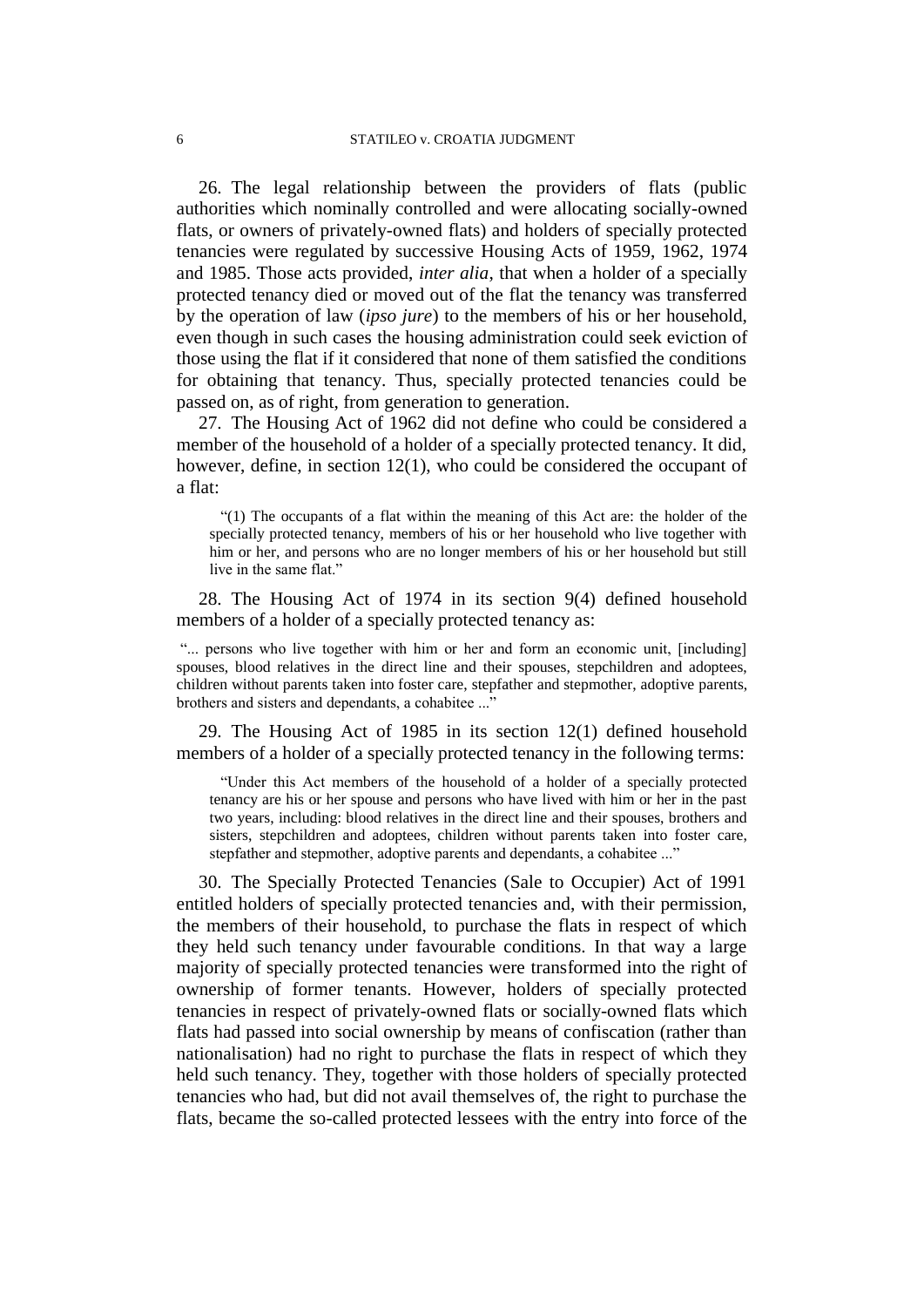26. The legal relationship between the providers of flats (public authorities which nominally controlled and were allocating socially-owned flats, or owners of privately-owned flats) and holders of specially protected tenancies were regulated by successive Housing Acts of 1959, 1962, 1974 and 1985. Those acts provided, *inter alia*, that when a holder of a specially protected tenancy died or moved out of the flat the tenancy was transferred by the operation of law (*ipso jure*) to the members of his or her household, even though in such cases the housing administration could seek eviction of those using the flat if it considered that none of them satisfied the conditions for obtaining that tenancy. Thus, specially protected tenancies could be passed on, as of right, from generation to generation.

27. The Housing Act of 1962 did not define who could be considered a member of the household of a holder of a specially protected tenancy. It did, however, define, in section 12(1), who could be considered the occupant of a flat:

> "(1) The occupants of a flat within the meaning of this Act are: the holder of the specially protected tenancy, members of his or her household who live together with him or her, and persons who are no longer members of his or her household but still live in the same flat."

28. The Housing Act of 1974 in its section 9(4) defined household members of a holder of a specially protected tenancy as:

> "... persons who live together with him or her and form an economic unit, [including] spouses, blood relatives in the direct line and their spouses, stepchildren and adoptees, children without parents taken into foster care, stepfather and stepmother, adoptive parents, brothers and sisters and dependants, a cohabitee ..."

29. The Housing Act of 1985 in its section 12(1) defined household members of a holder of a specially protected tenancy in the following terms:

> "Under this Act members of the household of a holder of a specially protected tenancy are his or her spouse and persons who have lived with him or her in the past two years, including: blood relatives in the direct line and their spouses, brothers and sisters, stepchildren and adoptees, children without parents taken into foster care, stepfather and stepmother, adoptive parents and dependants, a cohabitee ..."

30. The Specially Protected Tenancies (Sale to Occupier) Act of 1991 entitled holders of specially protected tenancies and, with their permission, the members of their household, to purchase the flats in respect of which they held such tenancy under favourable conditions. In that way a large majority of specially protected tenancies were transformed into the right of ownership of former tenants. However, holders of specially protected tenancies in respect of privately-owned flats or socially-owned flats which flats had passed into social ownership by means of confiscation (rather than nationalisation) had no right to purchase the flats in respect of which they held such tenancy. They, together with those holders of specially protected tenancies who had, but did not avail themselves of, the right to purchase the flats, became the so-called protected lessees with the entry into force of the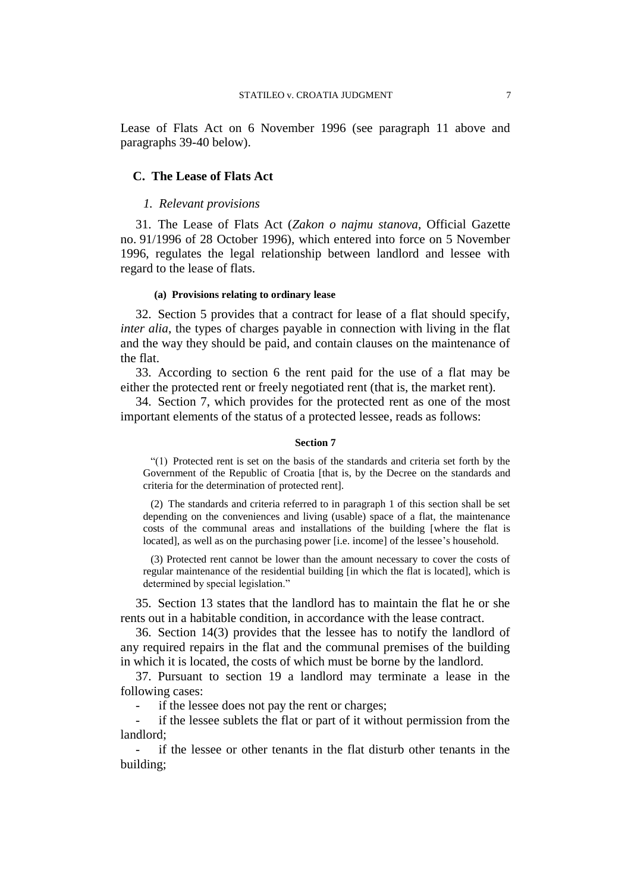Lease of Flats Act on 6 November 1996 (see paragraph 11 above and paragraphs 39-40 below).

## C. The Lease of Flats Act

### *1. Relevant provisions*

31. The Lease of Flats Act (*Zakon o najmu stanova*, Official Gazette no. 91/1996 of 28 October 1996), which entered into force on 5 November 1996, regulates the legal relationship between landlord and lessee with regard to the lease of flats.

#### (a) Provisions relating to ordinary lease

32. Section 5 provides that a contract for lease of a flat should specify, *inter alia*, the types of charges payable in connection with living in the flat and the way they should be paid, and contain clauses on the maintenance of the flat.

33. According to section 6 the rent paid for the use of a flat may be either the protected rent or freely negotiated rent (that is, the market rent).

34. Section 7, which provides for the protected rent as one of the most important elements of the status of a protected lessee, reads as follows:

**Section 7**

> "(1) Protected rent is set on the basis of the standards and criteria set forth by the Government of the Republic of Croatia [that is, by the Decree on the standards and criteria for the determination of protected rent].
>
> (2) The standards and criteria referred to in paragraph 1 of this section shall be set depending on the conveniences and living (usable) space of a flat, the maintenance costs of the communal areas and installations of the building [where the flat is located], as well as on the purchasing power [i.e. income] of the lessee's household.
>
> (3) Protected rent cannot be lower than the amount necessary to cover the costs of regular maintenance of the residential building [in which the flat is located], which is determined by special legislation."

35. Section 13 states that the landlord has to maintain the flat he or she rents out in a habitable condition, in accordance with the lease contract.

36. Section 14(3) provides that the lessee has to notify the landlord of any required repairs in the flat and the communal premises of the building in which it is located, the costs of which must be borne by the landlord.

37. Pursuant to section 19 a landlord may terminate a lease in the following cases:

- if the lessee does not pay the rent or charges;
- if the lessee sublets the flat or part of it without permission from the landlord;
- if the lessee or other tenants in the flat disturb other tenants in the building;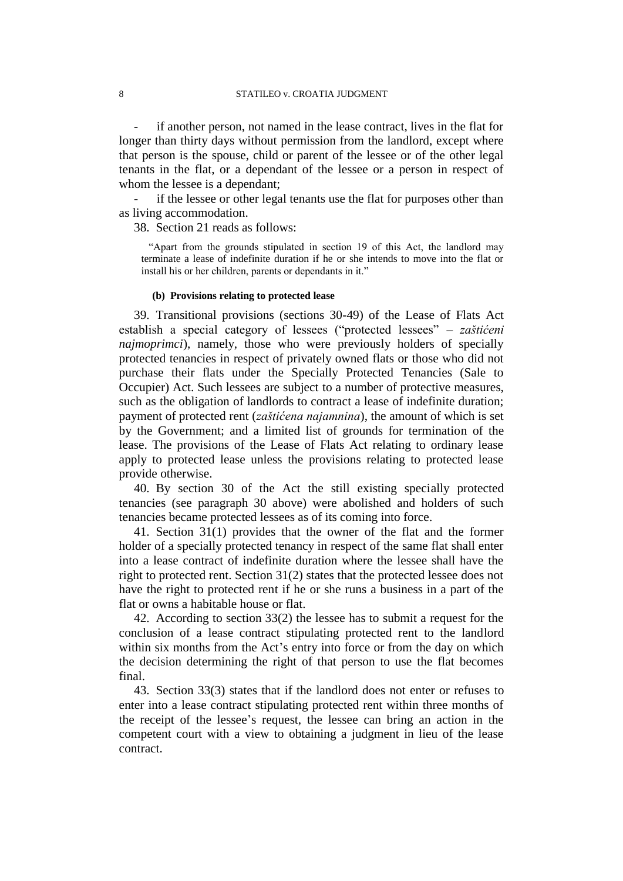- if another person, not named in the lease contract, lives in the flat for longer than thirty days without permission from the landlord, except where that person is the spouse, child or parent of the lessee or of the other legal tenants in the flat, or a dependant of the lessee or a person in respect of whom the lessee is a dependant;

- if the lessee or other legal tenants use the flat for purposes other than as living accommodation.

38. Section 21 reads as follows:

> "Apart from the grounds stipulated in section 19 of this Act, the landlord may terminate a lease of indefinite duration if he or she intends to move into the flat or install his or her children, parents or dependants in it."

#### (b) Provisions relating to protected lease

39. Transitional provisions (sections 30-49) of the Lease of Flats Act establish a special category of lessees ("protected lessees" – *zaštićeni najmoprimci*), namely, those who were previously holders of specially protected tenancies in respect of privately owned flats or those who did not purchase their flats under the Specially Protected Tenancies (Sale to Occupier) Act. Such lessees are subject to a number of protective measures, such as the obligation of landlords to contract a lease of indefinite duration; payment of protected rent (*zaštićena najamnina*), the amount of which is set by the Government; and a limited list of grounds for termination of the lease. The provisions of the Lease of Flats Act relating to ordinary lease apply to protected lease unless the provisions relating to protected lease provide otherwise.

40. By section 30 of the Act the still existing specially protected tenancies (see paragraph 30 above) were abolished and holders of such tenancies became protected lessees as of its coming into force.

41. Section 31(1) provides that the owner of the flat and the former holder of a specially protected tenancy in respect of the same flat shall enter into a lease contract of indefinite duration where the lessee shall have the right to protected rent. Section 31(2) states that the protected lessee does not have the right to protected rent if he or she runs a business in a part of the flat or owns a habitable house or flat.

42. According to section 33(2) the lessee has to submit a request for the conclusion of a lease contract stipulating protected rent to the landlord within six months from the Act's entry into force or from the day on which the decision determining the right of that person to use the flat becomes final.

43. Section 33(3) states that if the landlord does not enter or refuses to enter into a lease contract stipulating protected rent within three months of the receipt of the lessee's request, the lessee can bring an action in the competent court with a view to obtaining a judgment in lieu of the lease contract.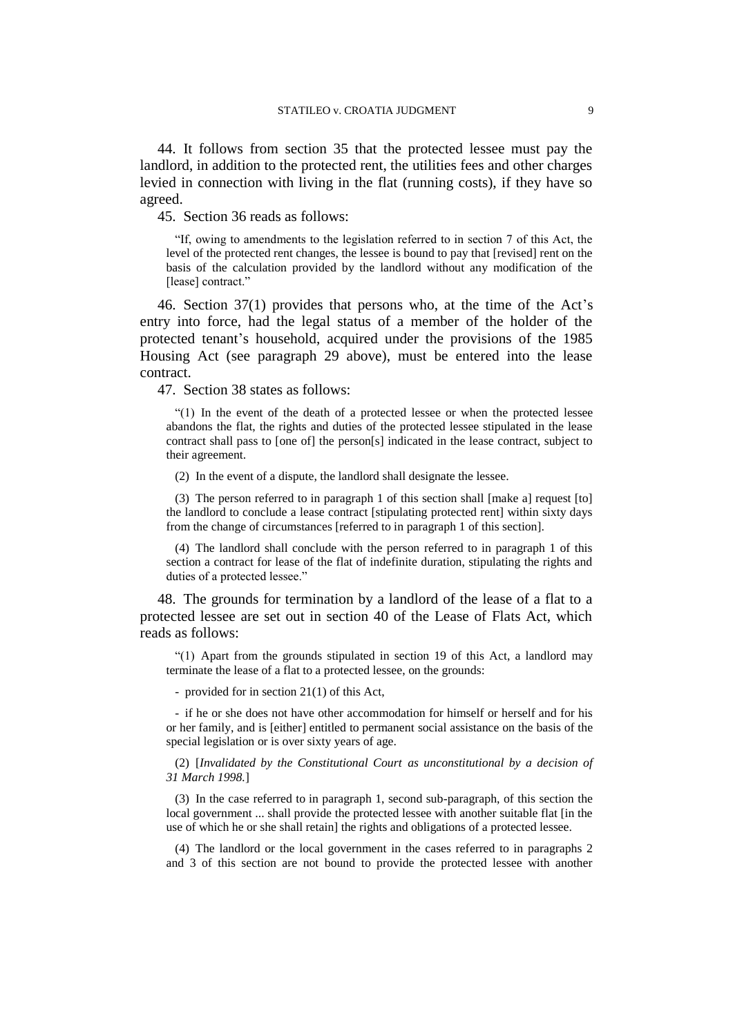44. It follows from section 35 that the protected lessee must pay the landlord, in addition to the protected rent, the utilities fees and other charges levied in connection with living in the flat (running costs), if they have so agreed.

45. Section 36 reads as follows:

> "If, owing to amendments to the legislation referred to in section 7 of this Act, the level of the protected rent changes, the lessee is bound to pay that [revised] rent on the basis of the calculation provided by the landlord without any modification of the [lease] contract."

46. Section 37(1) provides that persons who, at the time of the Act's entry into force, had the legal status of a member of the holder of the protected tenant's household, acquired under the provisions of the 1985 Housing Act (see paragraph 29 above), must be entered into the lease contract.

47. Section 38 states as follows:

> "(1) In the event of the death of a protected lessee or when the protected lessee abandons the flat, the rights and duties of the protected lessee stipulated in the lease contract shall pass to [one of] the person[s] indicated in the lease contract, subject to their agreement.
>
> (2) In the event of a dispute, the landlord shall designate the lessee.
>
> (3) The person referred to in paragraph 1 of this section shall [make a] request [to] the landlord to conclude a lease contract [stipulating protected rent] within sixty days from the change of circumstances [referred to in paragraph 1 of this section].
>
> (4) The landlord shall conclude with the person referred to in paragraph 1 of this section a contract for lease of the flat of indefinite duration, stipulating the rights and duties of a protected lessee."

48. The grounds for termination by a landlord of the lease of a flat to a protected lessee are set out in section 40 of the Lease of Flats Act, which reads as follows:

> "(1) Apart from the grounds stipulated in section 19 of this Act, a landlord may terminate the lease of a flat to a protected lessee, on the grounds:
>
> - provided for in section 21(1) of this Act,
>
> - if he or she does not have other accommodation for himself or herself and for his or her family, and is [either] entitled to permanent social assistance on the basis of the special legislation or is over sixty years of age.
>
> (2) [*Invalidated by the Constitutional Court as unconstitutional by a decision of 31 March 1998.*]
>
> (3) In the case referred to in paragraph 1, second sub-paragraph, of this section the local government ... shall provide the protected lessee with another suitable flat [in the use of which he or she shall retain] the rights and obligations of a protected lessee.
>
> (4) The landlord or the local government in the cases referred to in paragraphs 2 and 3 of this section are not bound to provide the protected lessee with another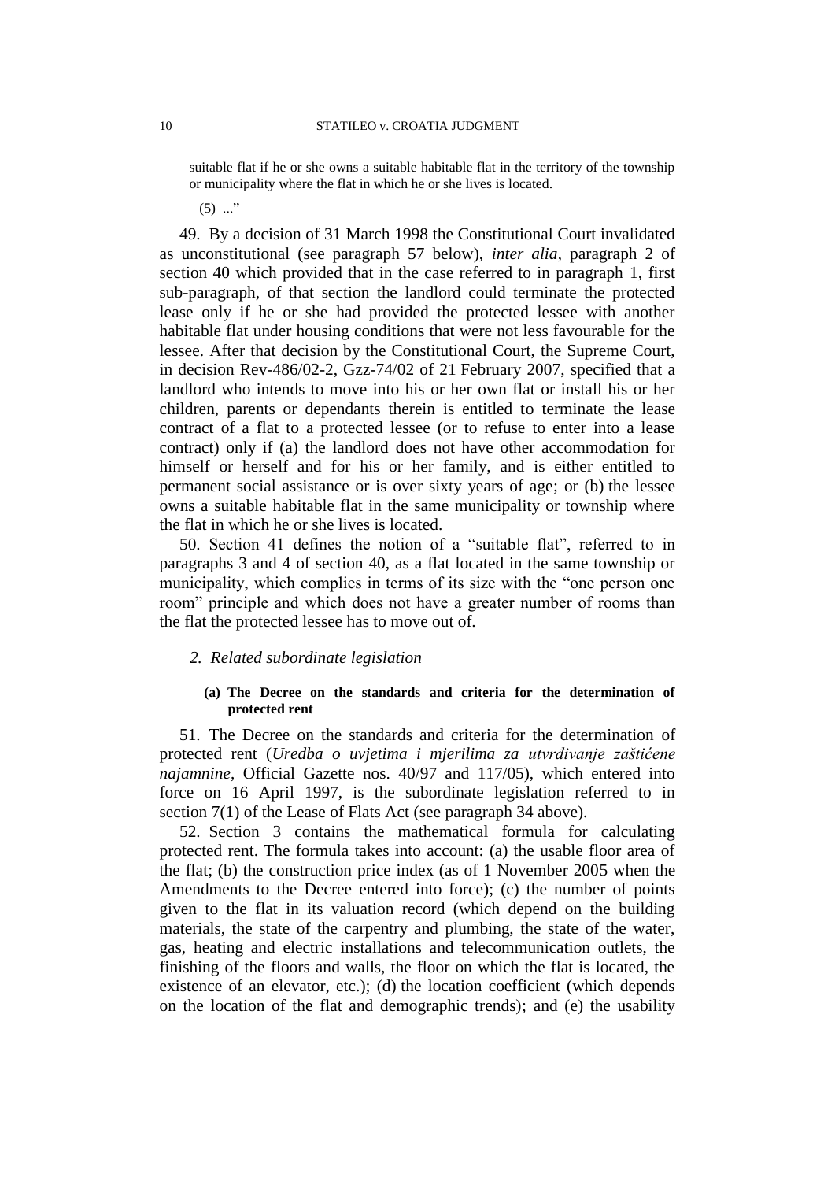suitable flat if he or she owns a suitable habitable flat in the territory of the township or municipality where the flat in which he or she lives is located.

(5) ...”

49. By a decision of 31 March 1998 the Constitutional Court invalidated as unconstitutional (see paragraph 57 below), *inter alia*, paragraph 2 of section 40 which provided that in the case referred to in paragraph 1, first sub-paragraph, of that section the landlord could terminate the protected lease only if he or she had provided the protected lessee with another habitable flat under housing conditions that were not less favourable for the lessee. After that decision by the Constitutional Court, the Supreme Court, in decision Rev-486/02-2, Gzz-74/02 of 21 February 2007, specified that a landlord who intends to move into his or her own flat or install his or her children, parents or dependants therein is entitled to terminate the lease contract of a flat to a protected lessee (or to refuse to enter into a lease contract) only if (a) the landlord does not have other accommodation for himself or herself and for his or her family, and is either entitled to permanent social assistance or is over sixty years of age; or (b) the lessee owns a suitable habitable flat in the same municipality or township where the flat in which he or she lives is located.

50. Section 41 defines the notion of a “suitable flat”, referred to in paragraphs 3 and 4 of section 40, as a flat located in the same township or municipality, which complies in terms of its size with the “one person one room” principle and which does not have a greater number of rooms than the flat the protected lessee has to move out of.

### *2. Related subordinate legislation*

#### (a) The Decree on the standards and criteria for the determination of protected rent

51. The Decree on the standards and criteria for the determination of protected rent (*Uredba o uvjetima i mjerilima za utvrđivanje zaštićene najamnine*, Official Gazette nos. 40/97 and 117/05), which entered into force on 16 April 1997, is the subordinate legislation referred to in section 7(1) of the Lease of Flats Act (see paragraph 34 above).

52. Section 3 contains the mathematical formula for calculating protected rent. The formula takes into account: (a) the usable floor area of the flat; (b) the construction price index (as of 1 November 2005 when the Amendments to the Decree entered into force); (c) the number of points given to the flat in its valuation record (which depend on the building materials, the state of the carpentry and plumbing, the state of the water, gas, heating and electric installations and telecommunication outlets, the finishing of the floors and walls, the floor on which the flat is located, the existence of an elevator, etc.); (d) the location coefficient (which depends on the location of the flat and demographic trends); and (e) the usability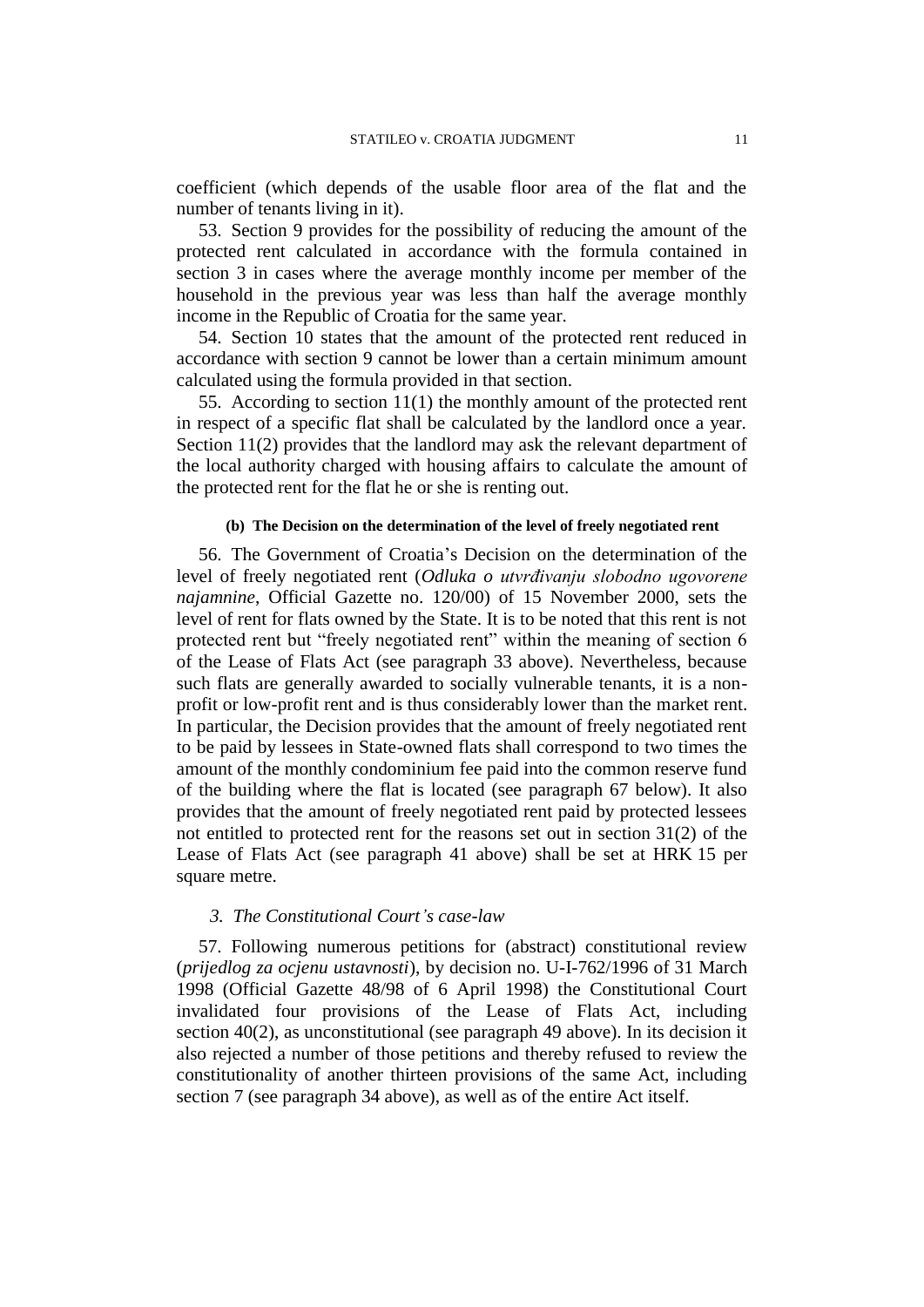coefficient (which depends of the usable floor area of the flat and the number of tenants living in it).

53. Section 9 provides for the possibility of reducing the amount of the protected rent calculated in accordance with the formula contained in section 3 in cases where the average monthly income per member of the household in the previous year was less than half the average monthly income in the Republic of Croatia for the same year.

54. Section 10 states that the amount of the protected rent reduced in accordance with section 9 cannot be lower than a certain minimum amount calculated using the formula provided in that section.

55. According to section 11(1) the monthly amount of the protected rent in respect of a specific flat shall be calculated by the landlord once a year. Section 11(2) provides that the landlord may ask the relevant department of the local authority charged with housing affairs to calculate the amount of the protected rent for the flat he or she is renting out.

#### (b) The Decision on the determination of the level of freely negotiated rent

56. The Government of Croatia's Decision on the determination of the level of freely negotiated rent (*Odluka o utvrđivanju slobodno ugovorene najamnine*, Official Gazette no. 120/00) of 15 November 2000, sets the level of rent for flats owned by the State. It is to be noted that this rent is not protected rent but "freely negotiated rent" within the meaning of section 6 of the Lease of Flats Act (see paragraph 33 above). Nevertheless, because such flats are generally awarded to socially vulnerable tenants, it is a non-profit or low-profit rent and is thus considerably lower than the market rent. In particular, the Decision provides that the amount of freely negotiated rent to be paid by lessees in State-owned flats shall correspond to two times the amount of the monthly condominium fee paid into the common reserve fund of the building where the flat is located (see paragraph 67 below). It also provides that the amount of freely negotiated rent paid by protected lessees not entitled to protected rent for the reasons set out in section 31(2) of the Lease of Flats Act (see paragraph 41 above) shall be set at HRK 15 per square metre.

### *3. The Constitutional Court's case-law*

57. Following numerous petitions for (abstract) constitutional review (*prijedlog za ocjenu ustavnosti*), by decision no. U-I-762/1996 of 31 March 1998 (Official Gazette 48/98 of 6 April 1998) the Constitutional Court invalidated four provisions of the Lease of Flats Act, including section 40(2), as unconstitutional (see paragraph 49 above). In its decision it also rejected a number of those petitions and thereby refused to review the constitutionality of another thirteen provisions of the same Act, including section 7 (see paragraph 34 above), as well as of the entire Act itself.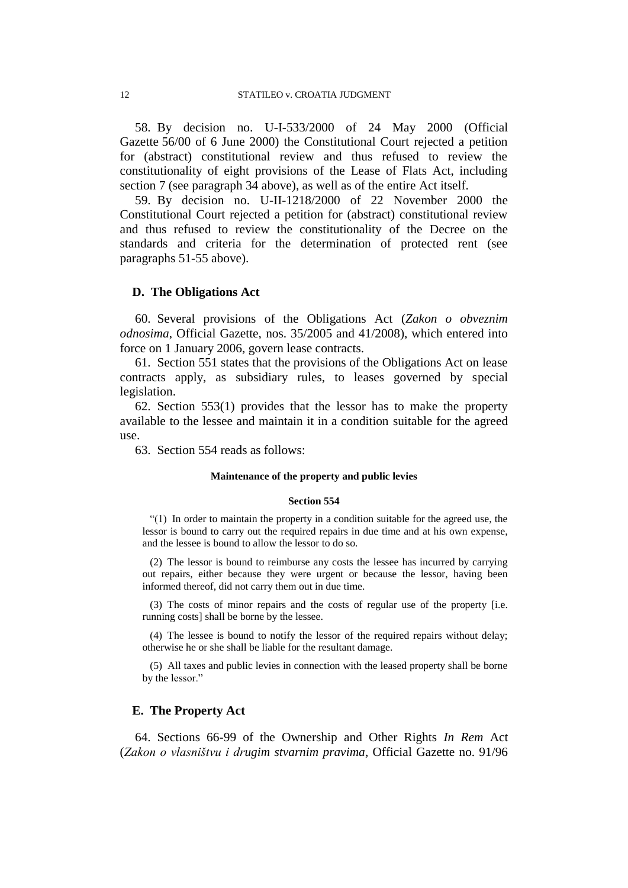58. By decision no. U-I-533/2000 of 24 May 2000 (Official Gazette 56/00 of 6 June 2000) the Constitutional Court rejected a petition for (abstract) constitutional review and thus refused to review the constitutionality of eight provisions of the Lease of Flats Act, including section 7 (see paragraph 34 above), as well as of the entire Act itself.

59. By decision no. U-II-1218/2000 of 22 November 2000 the Constitutional Court rejected a petition for (abstract) constitutional review and thus refused to review the constitutionality of the Decree on the standards and criteria for the determination of protected rent (see paragraphs 51-55 above).

### D. The Obligations Act

60. Several provisions of the Obligations Act (*Zakon o obveznim odnosima*, Official Gazette, nos. 35/2005 and 41/2008), which entered into force on 1 January 2006, govern lease contracts.

61. Section 551 states that the provisions of the Obligations Act on lease contracts apply, as subsidiary rules, to leases governed by special legislation.

62. Section 553(1) provides that the lessor has to make the property available to the lessee and maintain it in a condition suitable for the agreed use.

63. Section 554 reads as follows:

**Maintenance of the property and public levies**

**Section 554**

"(1) In order to maintain the property in a condition suitable for the agreed use, the lessor is bound to carry out the required repairs in due time and at his own expense, and the lessee is bound to allow the lessor to do so.

(2) The lessor is bound to reimburse any costs the lessee has incurred by carrying out repairs, either because they were urgent or because the lessor, having been informed thereof, did not carry them out in due time.

(3) The costs of minor repairs and the costs of regular use of the property [i.e. running costs] shall be borne by the lessee.

(4) The lessee is bound to notify the lessor of the required repairs without delay; otherwise he or she shall be liable for the resultant damage.

(5) All taxes and public levies in connection with the leased property shall be borne by the lessor."

### E. The Property Act

64. Sections 66-99 of the Ownership and Other Rights *In Rem* Act (*Zakon o vlasništvu i drugim stvarnim pravima*, Official Gazette no. 91/96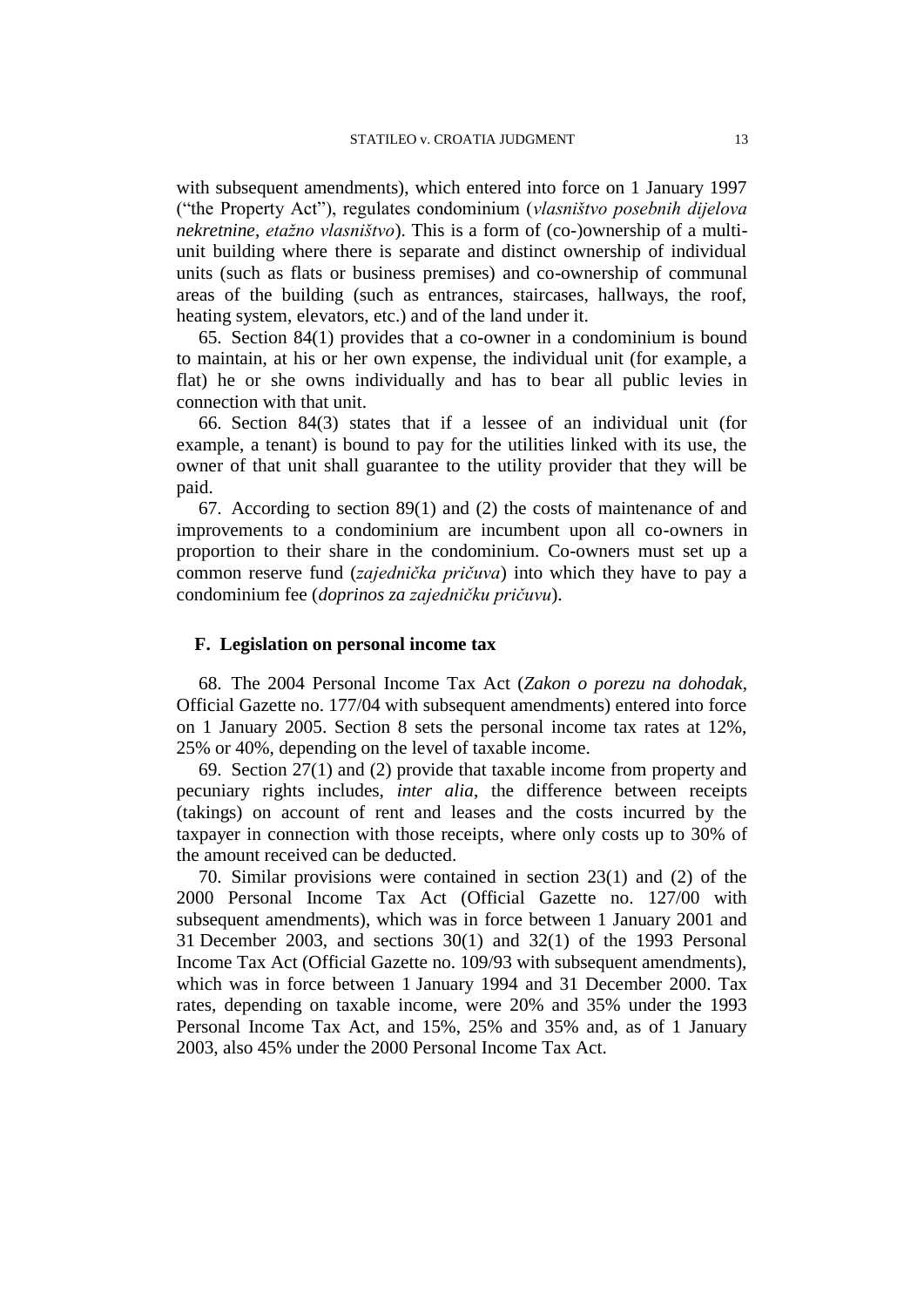with subsequent amendments), which entered into force on 1 January 1997 ("the Property Act"), regulates condominium (*vlasništvo posebnih dijelova nekretnine*, *etažno vlasništvo*). This is a form of (co-)ownership of a multi-unit building where there is separate and distinct ownership of individual units (such as flats or business premises) and co-ownership of communal areas of the building (such as entrances, staircases, hallways, the roof, heating system, elevators, etc.) and of the land under it.

65. Section 84(1) provides that a co-owner in a condominium is bound to maintain, at his or her own expense, the individual unit (for example, a flat) he or she owns individually and has to bear all public levies in connection with that unit.

66. Section 84(3) states that if a lessee of an individual unit (for example, a tenant) is bound to pay for the utilities linked with its use, the owner of that unit shall guarantee to the utility provider that they will be paid.

67. According to section 89(1) and (2) the costs of maintenance of and improvements to a condominium are incumbent upon all co-owners in proportion to their share in the condominium. Co-owners must set up a common reserve fund (*zajednička pričuva*) into which they have to pay a condominium fee (*doprinos za zajedničku pričuvu*).

### F. Legislation on personal income tax

68. The 2004 Personal Income Tax Act (*Zakon o porezu na dohodak*, Official Gazette no. 177/04 with subsequent amendments) entered into force on 1 January 2005. Section 8 sets the personal income tax rates at 12%, 25% or 40%, depending on the level of taxable income.

69. Section 27(1) and (2) provide that taxable income from property and pecuniary rights includes, *inter alia*, the difference between receipts (takings) on account of rent and leases and the costs incurred by the taxpayer in connection with those receipts, where only costs up to 30% of the amount received can be deducted.

70. Similar provisions were contained in section 23(1) and (2) of the 2000 Personal Income Tax Act (Official Gazette no. 127/00 with subsequent amendments), which was in force between 1 January 2001 and 31 December 2003, and sections 30(1) and 32(1) of the 1993 Personal Income Tax Act (Official Gazette no. 109/93 with subsequent amendments), which was in force between 1 January 1994 and 31 December 2000. Tax rates, depending on taxable income, were 20% and 35% under the 1993 Personal Income Tax Act, and 15%, 25% and 35% and, as of 1 January 2003, also 45% under the 2000 Personal Income Tax Act.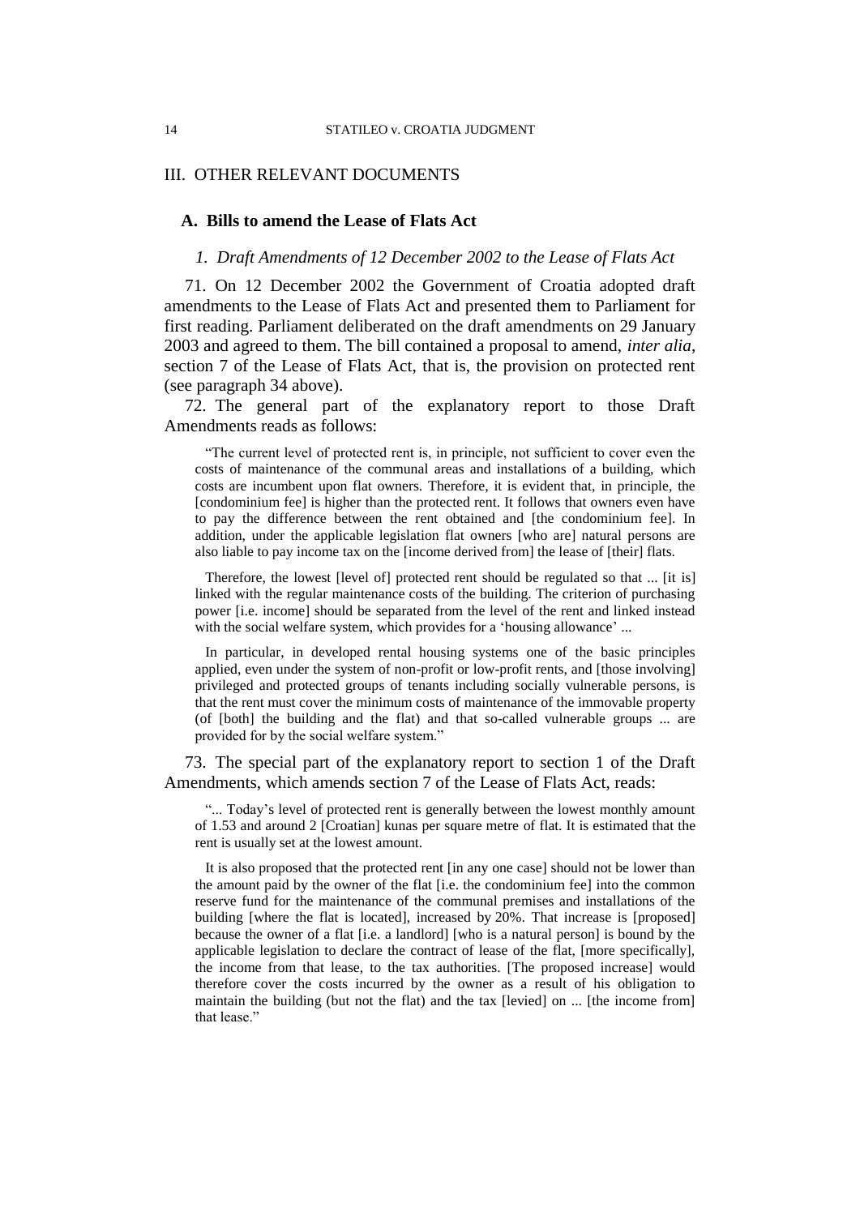## III. OTHER RELEVANT DOCUMENTS

### A. Bills to amend the Lease of Flats Act

#### *1. Draft Amendments of 12 December 2002 to the Lease of Flats Act*

71. On 12 December 2002 the Government of Croatia adopted draft amendments to the Lease of Flats Act and presented them to Parliament for first reading. Parliament deliberated on the draft amendments on 29 January 2003 and agreed to them. The bill contained a proposal to amend, *inter alia*, section 7 of the Lease of Flats Act, that is, the provision on protected rent (see paragraph 34 above).

72. The general part of the explanatory report to those Draft Amendments reads as follows:

> "The current level of protected rent is, in principle, not sufficient to cover even the costs of maintenance of the communal areas and installations of a building, which costs are incumbent upon flat owners. Therefore, it is evident that, in principle, the [condominium fee] is higher than the protected rent. It follows that owners even have to pay the difference between the rent obtained and [the condominium fee]. In addition, under the applicable legislation flat owners [who are] natural persons are also liable to pay income tax on the [income derived from] the lease of [their] flats.
>
> Therefore, the lowest [level of] protected rent should be regulated so that ... [it is] linked with the regular maintenance costs of the building. The criterion of purchasing power [i.e. income] should be separated from the level of the rent and linked instead with the social welfare system, which provides for a 'housing allowance' ...
>
> In particular, in developed rental housing systems one of the basic principles applied, even under the system of non-profit or low-profit rents, and [those involving] privileged and protected groups of tenants including socially vulnerable persons, is that the rent must cover the minimum costs of maintenance of the immovable property (of [both] the building and the flat) and that so-called vulnerable groups ... are provided for by the social welfare system."

73. The special part of the explanatory report to section 1 of the Draft Amendments, which amends section 7 of the Lease of Flats Act, reads:

> "... Today's level of protected rent is generally between the lowest monthly amount of 1.53 and around 2 [Croatian] kunas per square metre of flat. It is estimated that the rent is usually set at the lowest amount.
>
> It is also proposed that the protected rent [in any one case] should not be lower than the amount paid by the owner of the flat [i.e. the condominium fee] into the common reserve fund for the maintenance of the communal premises and installations of the building [where the flat is located], increased by 20%. That increase is [proposed] because the owner of a flat [i.e. a landlord] [who is a natural person] is bound by the applicable legislation to declare the contract of lease of the flat, [more specifically], the income from that lease, to the tax authorities. [The proposed increase] would therefore cover the costs incurred by the owner as a result of his obligation to maintain the building (but not the flat) and the tax [levied] on ... [the income from] that lease."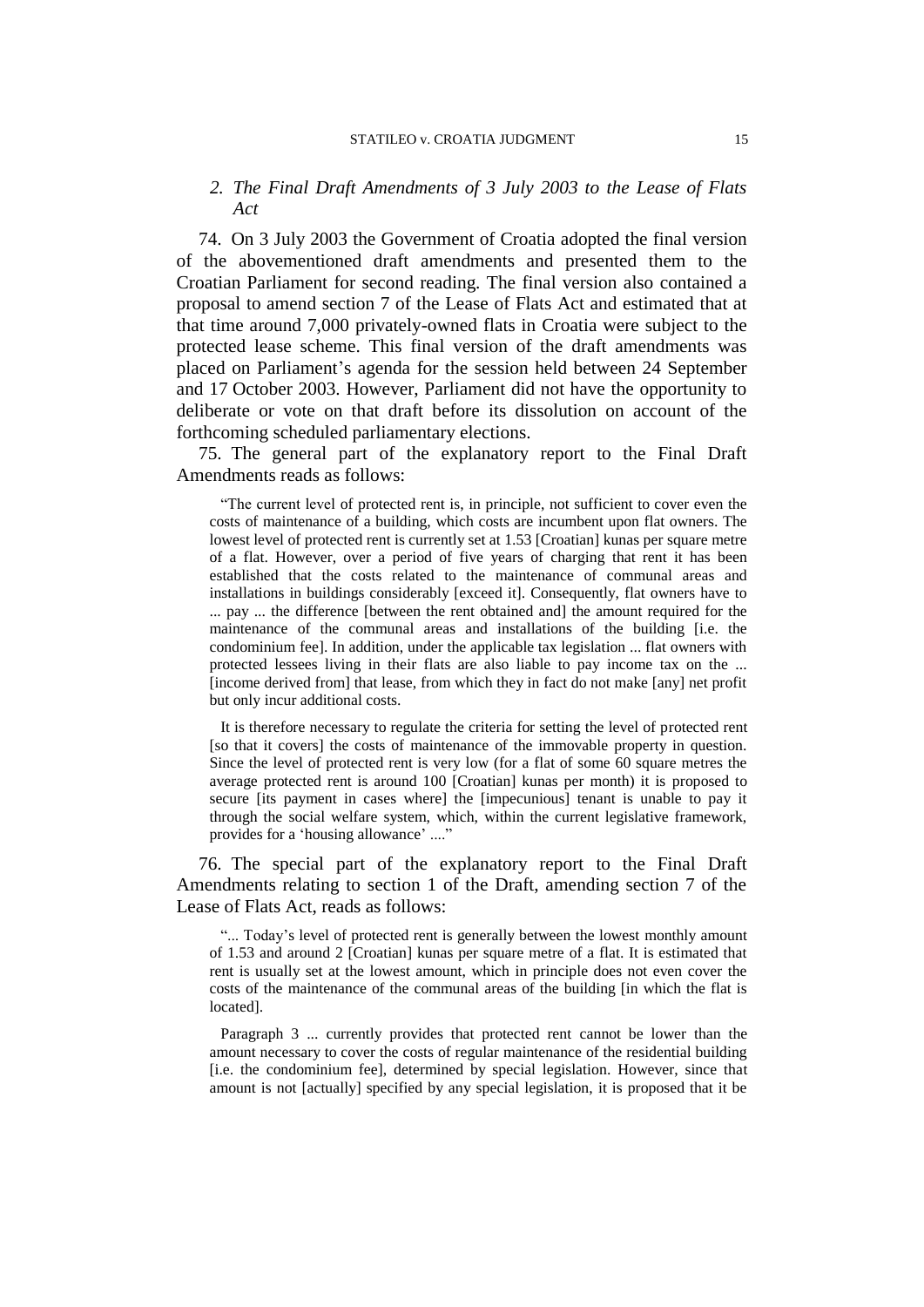*2. The Final Draft Amendments of 3 July 2003 to the Lease of Flats Act*

74. On 3 July 2003 the Government of Croatia adopted the final version of the abovementioned draft amendments and presented them to the Croatian Parliament for second reading. The final version also contained a proposal to amend section 7 of the Lease of Flats Act and estimated that at that time around 7,000 privately-owned flats in Croatia were subject to the protected lease scheme. This final version of the draft amendments was placed on Parliament's agenda for the session held between 24 September and 17 October 2003. However, Parliament did not have the opportunity to deliberate or vote on that draft before its dissolution on account of the forthcoming scheduled parliamentary elections.

75. The general part of the explanatory report to the Final Draft Amendments reads as follows:

> "The current level of protected rent is, in principle, not sufficient to cover even the costs of maintenance of a building, which costs are incumbent upon flat owners. The lowest level of protected rent is currently set at 1.53 [Croatian] kunas per square metre of a flat. However, over a period of five years of charging that rent it has been established that the costs related to the maintenance of communal areas and installations in buildings considerably [exceed it]. Consequently, flat owners have to ... pay ... the difference [between the rent obtained and] the amount required for the maintenance of the communal areas and installations of the building [i.e. the condominium fee]. In addition, under the applicable tax legislation ... flat owners with protected lessees living in their flats are also liable to pay income tax on the ... [income derived from] that lease, from which they in fact do not make [any] net profit but only incur additional costs.
>
> It is therefore necessary to regulate the criteria for setting the level of protected rent [so that it covers] the costs of maintenance of the immovable property in question. Since the level of protected rent is very low (for a flat of some 60 square metres the average protected rent is around 100 [Croatian] kunas per month) it is proposed to secure [its payment in cases where] the [impecunious] tenant is unable to pay it through the social welfare system, which, within the current legislative framework, provides for a 'housing allowance' ...."

76. The special part of the explanatory report to the Final Draft Amendments relating to section 1 of the Draft, amending section 7 of the Lease of Flats Act, reads as follows:

> "... Today's level of protected rent is generally between the lowest monthly amount of 1.53 and around 2 [Croatian] kunas per square metre of a flat. It is estimated that rent is usually set at the lowest amount, which in principle does not even cover the costs of the maintenance of the communal areas of the building [in which the flat is located].
>
> Paragraph 3 ... currently provides that protected rent cannot be lower than the amount necessary to cover the costs of regular maintenance of the residential building [i.e. the condominium fee], determined by special legislation. However, since that amount is not [actually] specified by any special legislation, it is proposed that it be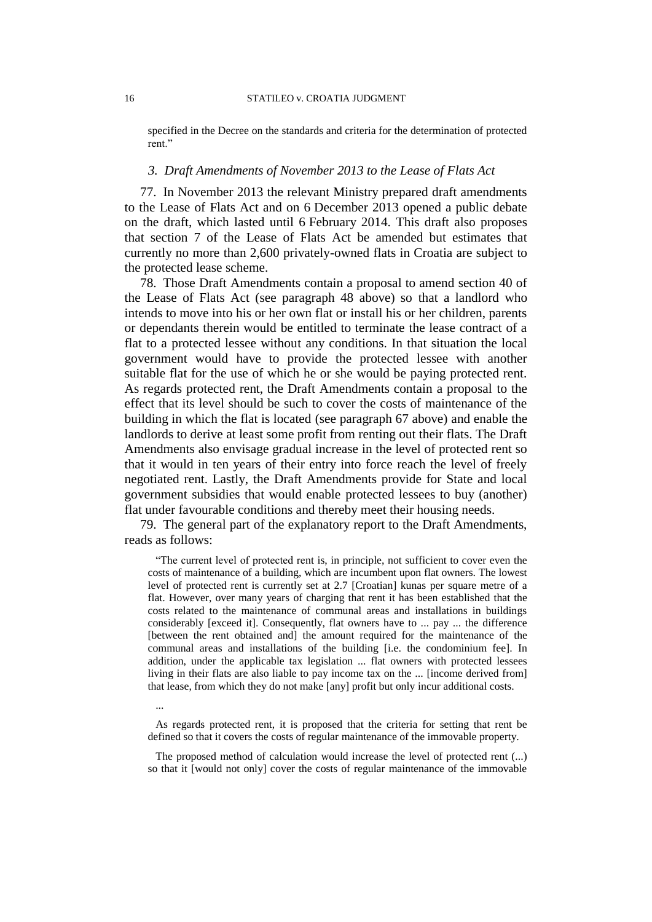specified in the Decree on the standards and criteria for the determination of protected rent."

### *3. Draft Amendments of November 2013 to the Lease of Flats Act*

77. In November 2013 the relevant Ministry prepared draft amendments to the Lease of Flats Act and on 6 December 2013 opened a public debate on the draft, which lasted until 6 February 2014. This draft also proposes that section 7 of the Lease of Flats Act be amended but estimates that currently no more than 2,600 privately-owned flats in Croatia are subject to the protected lease scheme.

78. Those Draft Amendments contain a proposal to amend section 40 of the Lease of Flats Act (see paragraph 48 above) so that a landlord who intends to move into his or her own flat or install his or her children, parents or dependants therein would be entitled to terminate the lease contract of a flat to a protected lessee without any conditions. In that situation the local government would have to provide the protected lessee with another suitable flat for the use of which he or she would be paying protected rent. As regards protected rent, the Draft Amendments contain a proposal to the effect that its level should be such to cover the costs of maintenance of the building in which the flat is located (see paragraph 67 above) and enable the landlords to derive at least some profit from renting out their flats. The Draft Amendments also envisage gradual increase in the level of protected rent so that it would in ten years of their entry into force reach the level of freely negotiated rent. Lastly, the Draft Amendments provide for State and local government subsidies that would enable protected lessees to buy (another) flat under favourable conditions and thereby meet their housing needs.

79. The general part of the explanatory report to the Draft Amendments, reads as follows:

> "The current level of protected rent is, in principle, not sufficient to cover even the costs of maintenance of a building, which are incumbent upon flat owners. The lowest level of protected rent is currently set at 2.7 [Croatian] kunas per square metre of a flat. However, over many years of charging that rent it has been established that the costs related to the maintenance of communal areas and installations in buildings considerably [exceed it]. Consequently, flat owners have to ... pay ... the difference [between the rent obtained and] the amount required for the maintenance of the communal areas and installations of the building [i.e. the condominium fee]. In addition, under the applicable tax legislation ... flat owners with protected lessees living in their flats are also liable to pay income tax on the ... [income derived from] that lease, from which they do not make [any] profit but only incur additional costs.
>
> ...
>
> As regards protected rent, it is proposed that the criteria for setting that rent be defined so that it covers the costs of regular maintenance of the immovable property.
>
> The proposed method of calculation would increase the level of protected rent (...) so that it [would not only] cover the costs of regular maintenance of the immovable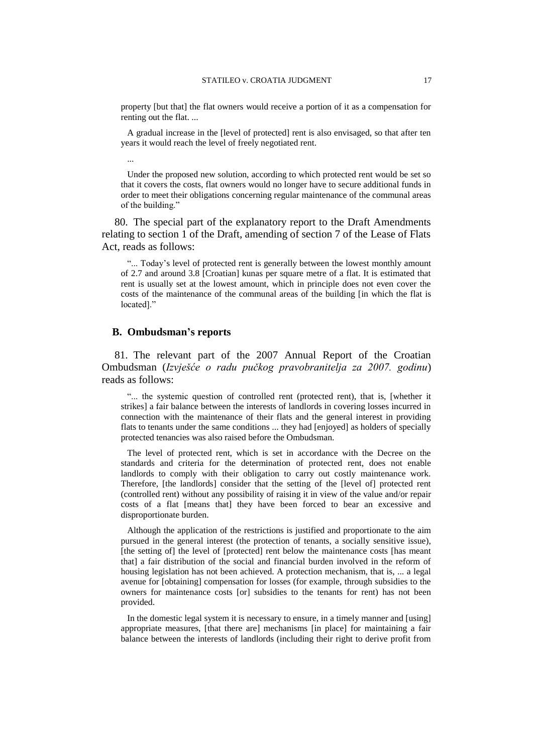property [but that] the flat owners would receive a portion of it as a compensation for renting out the flat. ...

A gradual increase in the [level of protected] rent is also envisaged, so that after ten years it would reach the level of freely negotiated rent.

...

Under the proposed new solution, according to which protected rent would be set so that it covers the costs, flat owners would no longer have to secure additional funds in order to meet their obligations concerning regular maintenance of the communal areas of the building."

80. The special part of the explanatory report to the Draft Amendments relating to section 1 of the Draft, amending of section 7 of the Lease of Flats Act, reads as follows:

"... Today's level of protected rent is generally between the lowest monthly amount of 2.7 and around 3.8 [Croatian] kunas per square metre of a flat. It is estimated that rent is usually set at the lowest amount, which in principle does not even cover the costs of the maintenance of the communal areas of the building [in which the flat is located]."

## B. Ombudsman's reports

81. The relevant part of the 2007 Annual Report of the Croatian Ombudsman (*Izvješće o radu pučkog pravobranitelja za 2007. godinu*) reads as follows:

"... the systemic question of controlled rent (protected rent), that is, [whether it strikes] a fair balance between the interests of landlords in covering losses incurred in connection with the maintenance of their flats and the general interest in providing flats to tenants under the same conditions ... they had [enjoyed] as holders of specially protected tenancies was also raised before the Ombudsman.

The level of protected rent, which is set in accordance with the Decree on the standards and criteria for the determination of protected rent, does not enable landlords to comply with their obligation to carry out costly maintenance work. Therefore, [the landlords] consider that the setting of the [level of] protected rent (controlled rent) without any possibility of raising it in view of the value and/or repair costs of a flat [means that] they have been forced to bear an excessive and disproportionate burden.

Although the application of the restrictions is justified and proportionate to the aim pursued in the general interest (the protection of tenants, a socially sensitive issue), [the setting of] the level of [protected] rent below the maintenance costs [has meant that] a fair distribution of the social and financial burden involved in the reform of housing legislation has not been achieved. A protection mechanism, that is, ... a legal avenue for [obtaining] compensation for losses (for example, through subsidies to the owners for maintenance costs [or] subsidies to the tenants for rent) has not been provided.

In the domestic legal system it is necessary to ensure, in a timely manner and [using] appropriate measures, [that there are] mechanisms [in place] for maintaining a fair balance between the interests of landlords (including their right to derive profit from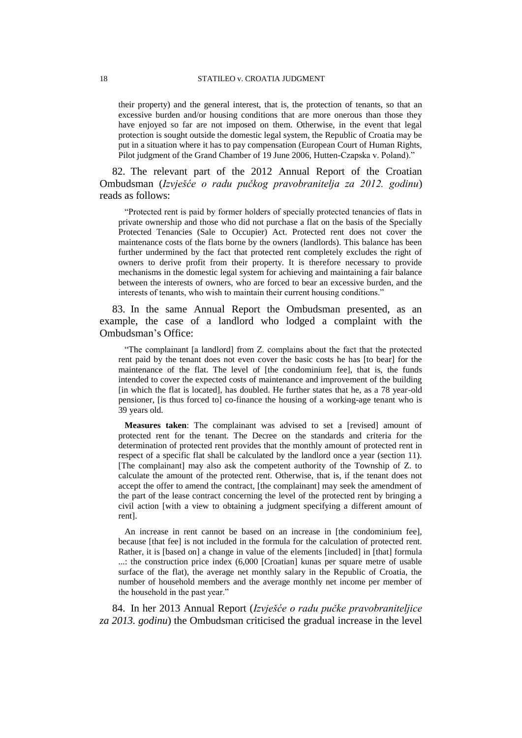their property) and the general interest, that is, the protection of tenants, so that an excessive burden and/or housing conditions that are more onerous than those they have enjoyed so far are not imposed on them. Otherwise, in the event that legal protection is sought outside the domestic legal system, the Republic of Croatia may be put in a situation where it has to pay compensation (European Court of Human Rights, Pilot judgment of the Grand Chamber of 19 June 2006, Hutten-Czapska v. Poland)."

82. The relevant part of the 2012 Annual Report of the Croatian Ombudsman (*Izvješće o radu pučkog pravobranitelja za 2012. godinu*) reads as follows:

> "Protected rent is paid by former holders of specially protected tenancies of flats in private ownership and those who did not purchase a flat on the basis of the Specially Protected Tenancies (Sale to Occupier) Act. Protected rent does not cover the maintenance costs of the flats borne by the owners (landlords). This balance has been further undermined by the fact that protected rent completely excludes the right of owners to derive profit from their property. It is therefore necessary to provide mechanisms in the domestic legal system for achieving and maintaining a fair balance between the interests of owners, who are forced to bear an excessive burden, and the interests of tenants, who wish to maintain their current housing conditions."

83. In the same Annual Report the Ombudsman presented, as an example, the case of a landlord who lodged a complaint with the Ombudsman's Office:

> "The complainant [a landlord] from Z. complains about the fact that the protected rent paid by the tenant does not even cover the basic costs he has [to bear] for the maintenance of the flat. The level of [the condominium fee], that is, the funds intended to cover the expected costs of maintenance and improvement of the building [in which the flat is located], has doubled. He further states that he, as a 78 year-old pensioner, [is thus forced to] co-finance the housing of a working-age tenant who is 39 years old.
>
> **Measures taken**: The complainant was advised to set a [revised] amount of protected rent for the tenant. The Decree on the standards and criteria for the determination of protected rent provides that the monthly amount of protected rent in respect of a specific flat shall be calculated by the landlord once a year (section 11). [The complainant] may also ask the competent authority of the Township of Z. to calculate the amount of the protected rent. Otherwise, that is, if the tenant does not accept the offer to amend the contract, [the complainant] may seek the amendment of the part of the lease contract concerning the level of the protected rent by bringing a civil action [with a view to obtaining a judgment specifying a different amount of rent].
>
> An increase in rent cannot be based on an increase in [the condominium fee], because [that fee] is not included in the formula for the calculation of protected rent. Rather, it is [based on] a change in value of the elements [included] in [that] formula ...: the construction price index (6,000 [Croatian] kunas per square metre of usable surface of the flat), the average net monthly salary in the Republic of Croatia, the number of household members and the average monthly net income per member of the household in the past year."

84. In her 2013 Annual Report (*Izvješće o radu pučke pravobraniteljice za 2013. godinu*) the Ombudsman criticised the gradual increase in the level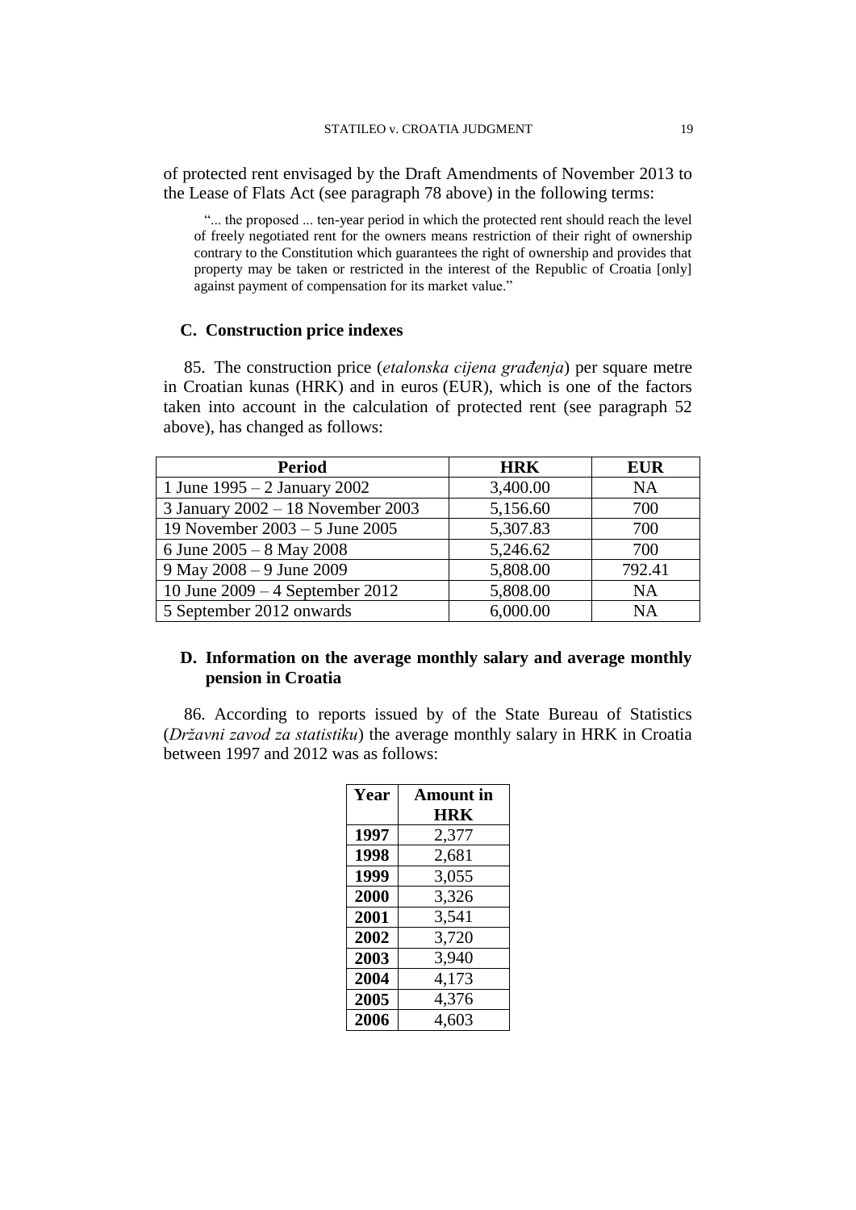of protected rent envisaged by the Draft Amendments of November 2013 to the Lease of Flats Act (see paragraph 78 above) in the following terms:

> "... the proposed ... ten-year period in which the protected rent should reach the level of freely negotiated rent for the owners means restriction of their right of ownership contrary to the Constitution which guarantees the right of ownership and provides that property may be taken or restricted in the interest of the Republic of Croatia [only] against payment of compensation for its market value."

### C. Construction price indexes

85. The construction price (*etalonska cijena građenja*) per square metre in Croatian kunas (HRK) and in euros (EUR), which is one of the factors taken into account in the calculation of protected rent (see paragraph 52 above), has changed as follows:

| Period | HRK | EUR |
|---|---|---|
| 1 June 1995 – 2 January 2002 | 3,400.00 | NA |
| 3 January 2002 – 18 November 2003 | 5,156.60 | 700 |
| 19 November 2003 – 5 June 2005 | 5,307.83 | 700 |
| 6 June 2005 – 8 May 2008 | 5,246.62 | 700 |
| 9 May 2008 – 9 June 2009 | 5,808.00 | 792.41 |
| 10 June 2009 – 4 September 2012 | 5,808.00 | NA |
| 5 September 2012 onwards | 6,000.00 | NA |

### D. Information on the average monthly salary and average monthly pension in Croatia

86. According to reports issued by of the State Bureau of Statistics (*Državni zavod za statistiku*) the average monthly salary in HRK in Croatia between 1997 and 2012 was as follows:

| Year | Amount in HRK |
|---|---|
| **1997** | 2,377 |
| **1998** | 2,681 |
| **1999** | 3,055 |
| **2000** | 3,326 |
| **2001** | 3,541 |
| **2002** | 3,720 |
| **2003** | 3,940 |
| **2004** | 4,173 |
| **2005** | 4,376 |
| **2006** | 4,603 |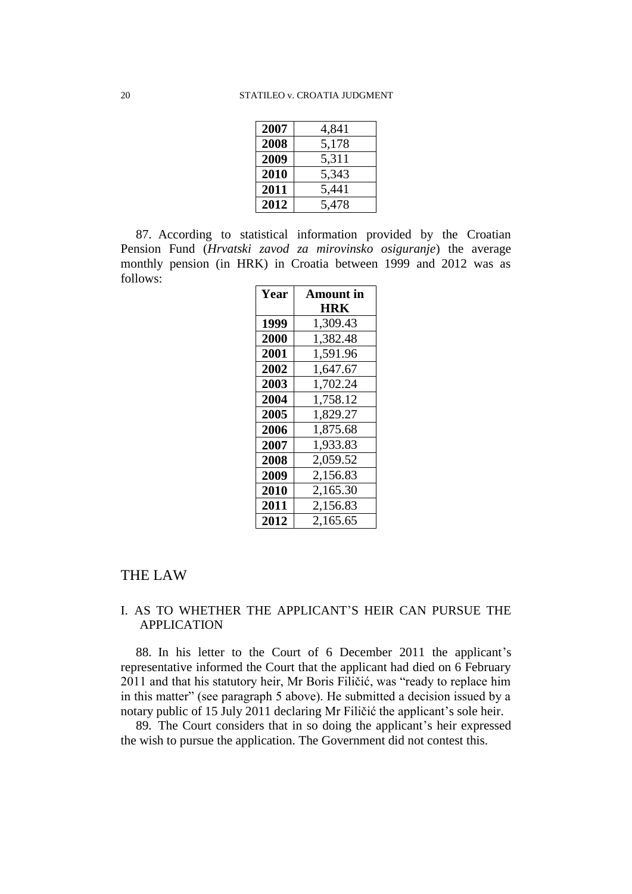| 2007 | 4,841 |
|---|---|
| 2008 | 5,178 |
| 2009 | 5,311 |
| 2010 | 5,343 |
| 2011 | 5,441 |
| 2012 | 5,478 |

87. According to statistical information provided by the Croatian Pension Fund (*Hrvatski zavod za mirovinsko osiguranje*) the average monthly pension (in HRK) in Croatia between 1999 and 2012 was as follows:

| Year | Amount in HRK |
|---|---|
| 1999 | 1,309.43 |
| 2000 | 1,382.48 |
| 2001 | 1,591.96 |
| 2002 | 1,647.67 |
| 2003 | 1,702.24 |
| 2004 | 1,758.12 |
| 2005 | 1,829.27 |
| 2006 | 1,875.68 |
| 2007 | 1,933.83 |
| 2008 | 2,059.52 |
| 2009 | 2,156.83 |
| 2010 | 2,165.30 |
| 2011 | 2,156.83 |
| 2012 | 2,165.65 |

# THE LAW

## I. AS TO WHETHER THE APPLICANT'S HEIR CAN PURSUE THE APPLICATION

88. In his letter to the Court of 6 December 2011 the applicant's representative informed the Court that the applicant had died on 6 February 2011 and that his statutory heir, Mr Boris Filičić, was "ready to replace him in this matter" (see paragraph 5 above). He submitted a decision issued by a notary public of 15 July 2011 declaring Mr Filičić the applicant's sole heir.

89. The Court considers that in so doing the applicant's heir expressed the wish to pursue the application. The Government did not contest this.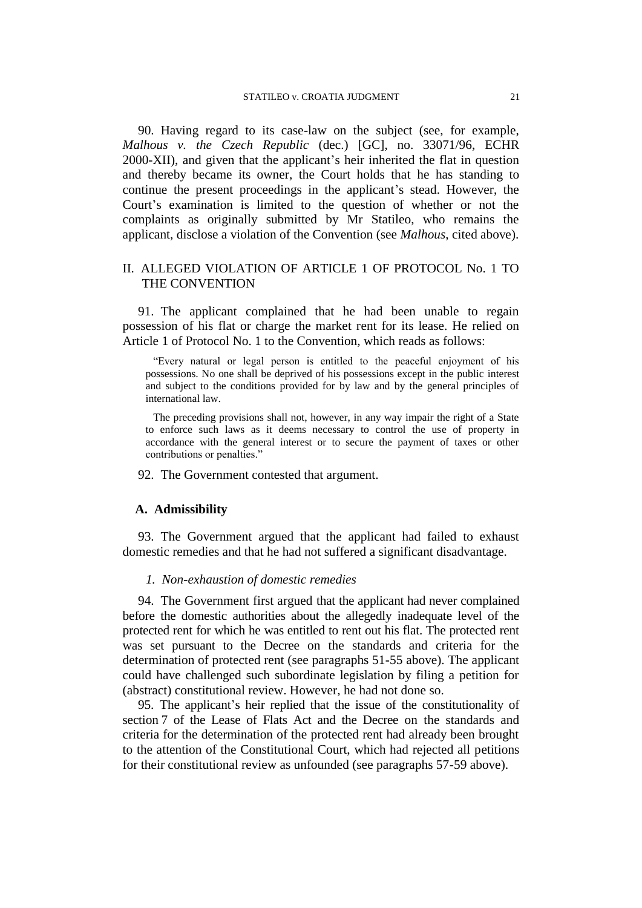90. Having regard to its case-law on the subject (see, for example, *Malhous v. the Czech Republic* (dec.) [GC], no. 33071/96, ECHR 2000-XII), and given that the applicant's heir inherited the flat in question and thereby became its owner, the Court holds that he has standing to continue the present proceedings in the applicant's stead. However, the Court's examination is limited to the question of whether or not the complaints as originally submitted by Mr Statileo, who remains the applicant, disclose a violation of the Convention (see *Malhous*, cited above).

## II. ALLEGED VIOLATION OF ARTICLE 1 OF PROTOCOL No. 1 TO THE CONVENTION

91. The applicant complained that he had been unable to regain possession of his flat or charge the market rent for its lease. He relied on Article 1 of Protocol No. 1 to the Convention, which reads as follows:

> "Every natural or legal person is entitled to the peaceful enjoyment of his possessions. No one shall be deprived of his possessions except in the public interest and subject to the conditions provided for by law and by the general principles of international law.
>
> The preceding provisions shall not, however, in any way impair the right of a State to enforce such laws as it deems necessary to control the use of property in accordance with the general interest or to secure the payment of taxes or other contributions or penalties."

92. The Government contested that argument.

### A. Admissibility

93. The Government argued that the applicant had failed to exhaust domestic remedies and that he had not suffered a significant disadvantage.

#### *1. Non-exhaustion of domestic remedies*

94. The Government first argued that the applicant had never complained before the domestic authorities about the allegedly inadequate level of the protected rent for which he was entitled to rent out his flat. The protected rent was set pursuant to the Decree on the standards and criteria for the determination of protected rent (see paragraphs 51-55 above). The applicant could have challenged such subordinate legislation by filing a petition for (abstract) constitutional review. However, he had not done so.

95. The applicant's heir replied that the issue of the constitutionality of section 7 of the Lease of Flats Act and the Decree on the standards and criteria for the determination of the protected rent had already been brought to the attention of the Constitutional Court, which had rejected all petitions for their constitutional review as unfounded (see paragraphs 57-59 above).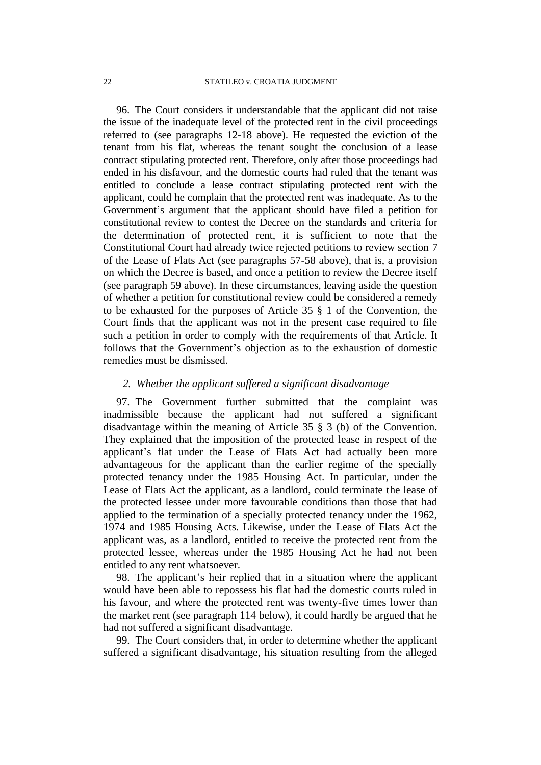96. The Court considers it understandable that the applicant did not raise the issue of the inadequate level of the protected rent in the civil proceedings referred to (see paragraphs 12-18 above). He requested the eviction of the tenant from his flat, whereas the tenant sought the conclusion of a lease contract stipulating protected rent. Therefore, only after those proceedings had ended in his disfavour, and the domestic courts had ruled that the tenant was entitled to conclude a lease contract stipulating protected rent with the applicant, could he complain that the protected rent was inadequate. As to the Government's argument that the applicant should have filed a petition for constitutional review to contest the Decree on the standards and criteria for the determination of protected rent, it is sufficient to note that the Constitutional Court had already twice rejected petitions to review section 7 of the Lease of Flats Act (see paragraphs 57-58 above), that is, a provision on which the Decree is based, and once a petition to review the Decree itself (see paragraph 59 above). In these circumstances, leaving aside the question of whether a petition for constitutional review could be considered a remedy to be exhausted for the purposes of Article 35 § 1 of the Convention, the Court finds that the applicant was not in the present case required to file such a petition in order to comply with the requirements of that Article. It follows that the Government's objection as to the exhaustion of domestic remedies must be dismissed.

### *2. Whether the applicant suffered a significant disadvantage*

97. The Government further submitted that the complaint was inadmissible because the applicant had not suffered a significant disadvantage within the meaning of Article 35 § 3 (b) of the Convention. They explained that the imposition of the protected lease in respect of the applicant's flat under the Lease of Flats Act had actually been more advantageous for the applicant than the earlier regime of the specially protected tenancy under the 1985 Housing Act. In particular, under the Lease of Flats Act the applicant, as a landlord, could terminate the lease of the protected lessee under more favourable conditions than those that had applied to the termination of a specially protected tenancy under the 1962, 1974 and 1985 Housing Acts. Likewise, under the Lease of Flats Act the applicant was, as a landlord, entitled to receive the protected rent from the protected lessee, whereas under the 1985 Housing Act he had not been entitled to any rent whatsoever.

98. The applicant's heir replied that in a situation where the applicant would have been able to repossess his flat had the domestic courts ruled in his favour, and where the protected rent was twenty-five times lower than the market rent (see paragraph 114 below), it could hardly be argued that he had not suffered a significant disadvantage.

99. The Court considers that, in order to determine whether the applicant suffered a significant disadvantage, his situation resulting from the alleged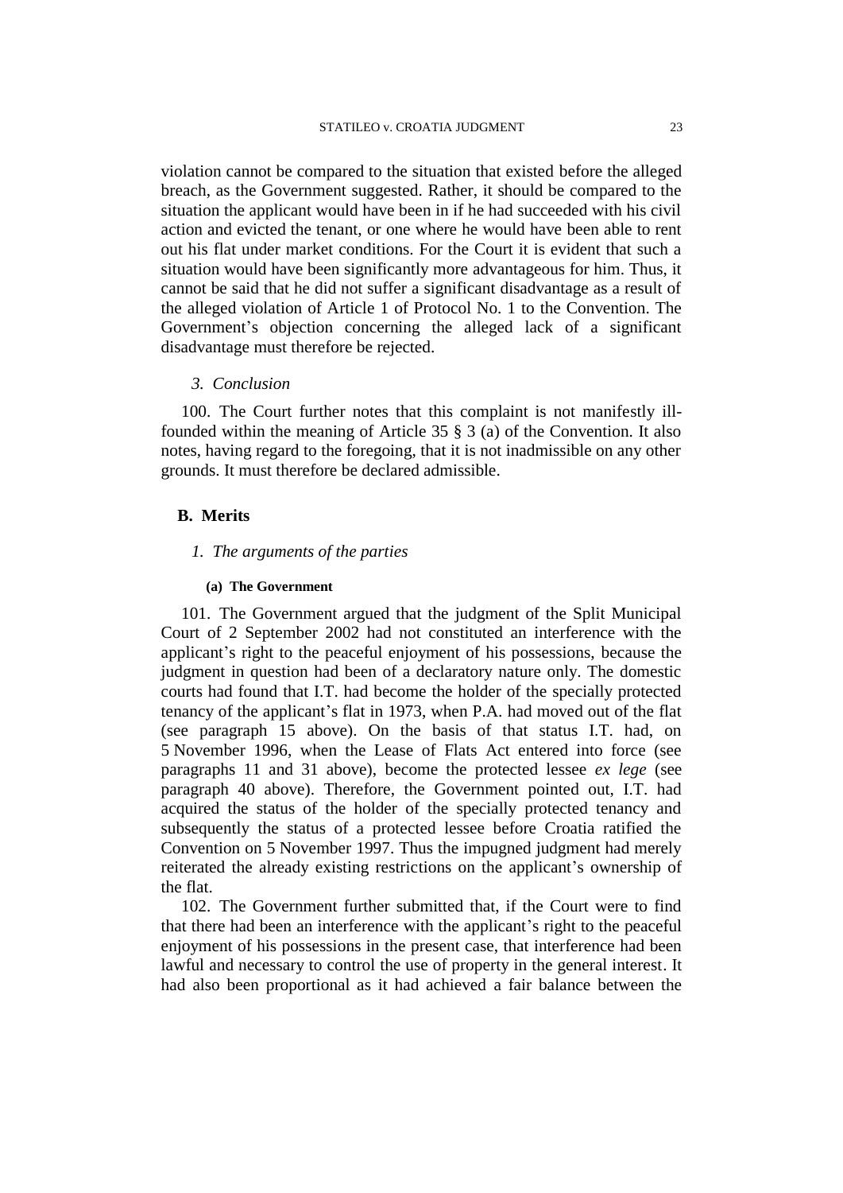violation cannot be compared to the situation that existed before the alleged breach, as the Government suggested. Rather, it should be compared to the situation the applicant would have been in if he had succeeded with his civil action and evicted the tenant, or one where he would have been able to rent out his flat under market conditions. For the Court it is evident that such a situation would have been significantly more advantageous for him. Thus, it cannot be said that he did not suffer a significant disadvantage as a result of the alleged violation of Article 1 of Protocol No. 1 to the Convention. The Government's objection concerning the alleged lack of a significant disadvantage must therefore be rejected.

### *3. Conclusion*

100. The Court further notes that this complaint is not manifestly ill-founded within the meaning of Article 35 § 3 (a) of the Convention. It also notes, having regard to the foregoing, that it is not inadmissible on any other grounds. It must therefore be declared admissible.

## B. Merits

### *1. The arguments of the parties*

#### (a) The Government

101. The Government argued that the judgment of the Split Municipal Court of 2 September 2002 had not constituted an interference with the applicant's right to the peaceful enjoyment of his possessions, because the judgment in question had been of a declaratory nature only. The domestic courts had found that I.T. had become the holder of the specially protected tenancy of the applicant's flat in 1973, when P.A. had moved out of the flat (see paragraph 15 above). On the basis of that status I.T. had, on 5 November 1996, when the Lease of Flats Act entered into force (see paragraphs 11 and 31 above), become the protected lessee *ex lege* (see paragraph 40 above). Therefore, the Government pointed out, I.T. had acquired the status of the holder of the specially protected tenancy and subsequently the status of a protected lessee before Croatia ratified the Convention on 5 November 1997. Thus the impugned judgment had merely reiterated the already existing restrictions on the applicant's ownership of the flat.

102. The Government further submitted that, if the Court were to find that there had been an interference with the applicant's right to the peaceful enjoyment of his possessions in the present case, that interference had been lawful and necessary to control the use of property in the general interest. It had also been proportional as it had achieved a fair balance between the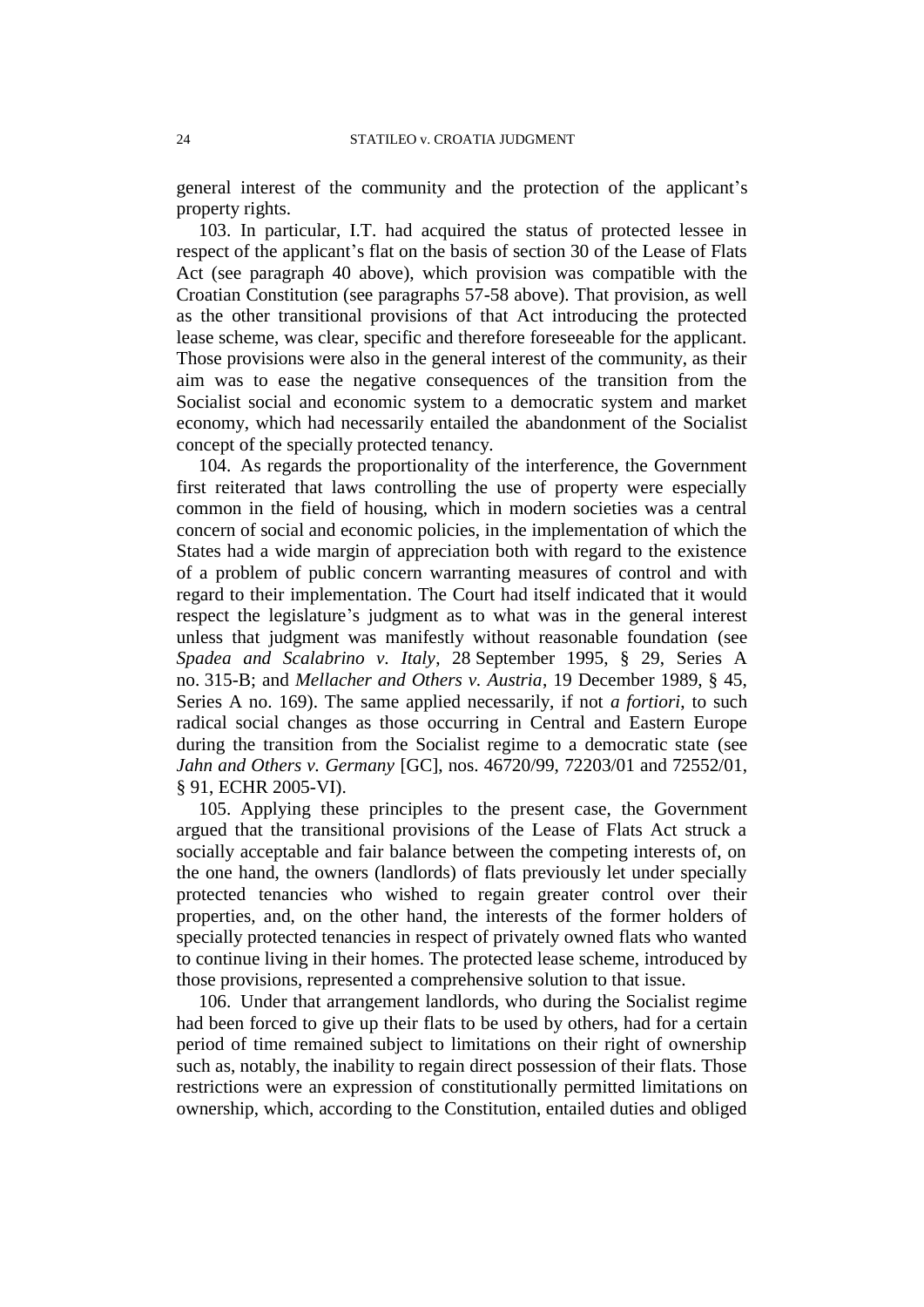general interest of the community and the protection of the applicant's property rights.

103. In particular, I.T. had acquired the status of protected lessee in respect of the applicant's flat on the basis of section 30 of the Lease of Flats Act (see paragraph 40 above), which provision was compatible with the Croatian Constitution (see paragraphs 57-58 above). That provision, as well as the other transitional provisions of that Act introducing the protected lease scheme, was clear, specific and therefore foreseeable for the applicant. Those provisions were also in the general interest of the community, as their aim was to ease the negative consequences of the transition from the Socialist social and economic system to a democratic system and market economy, which had necessarily entailed the abandonment of the Socialist concept of the specially protected tenancy.

104. As regards the proportionality of the interference, the Government first reiterated that laws controlling the use of property were especially common in the field of housing, which in modern societies was a central concern of social and economic policies, in the implementation of which the States had a wide margin of appreciation both with regard to the existence of a problem of public concern warranting measures of control and with regard to their implementation. The Court had itself indicated that it would respect the legislature's judgment as to what was in the general interest unless that judgment was manifestly without reasonable foundation (see *Spadea and Scalabrino v. Italy*, 28 September 1995, § 29, Series A no. 315-B; and *Mellacher and Others v. Austria*, 19 December 1989, § 45, Series A no. 169). The same applied necessarily, if not *a fortiori*, to such radical social changes as those occurring in Central and Eastern Europe during the transition from the Socialist regime to a democratic state (see *Jahn and Others v. Germany* [GC], nos. 46720/99, 72203/01 and 72552/01, § 91, ECHR 2005-VI).

105. Applying these principles to the present case, the Government argued that the transitional provisions of the Lease of Flats Act struck a socially acceptable and fair balance between the competing interests of, on the one hand, the owners (landlords) of flats previously let under specially protected tenancies who wished to regain greater control over their properties, and, on the other hand, the interests of the former holders of specially protected tenancies in respect of privately owned flats who wanted to continue living in their homes. The protected lease scheme, introduced by those provisions, represented a comprehensive solution to that issue.

106. Under that arrangement landlords, who during the Socialist regime had been forced to give up their flats to be used by others, had for a certain period of time remained subject to limitations on their right of ownership such as, notably, the inability to regain direct possession of their flats. Those restrictions were an expression of constitutionally permitted limitations on ownership, which, according to the Constitution, entailed duties and obliged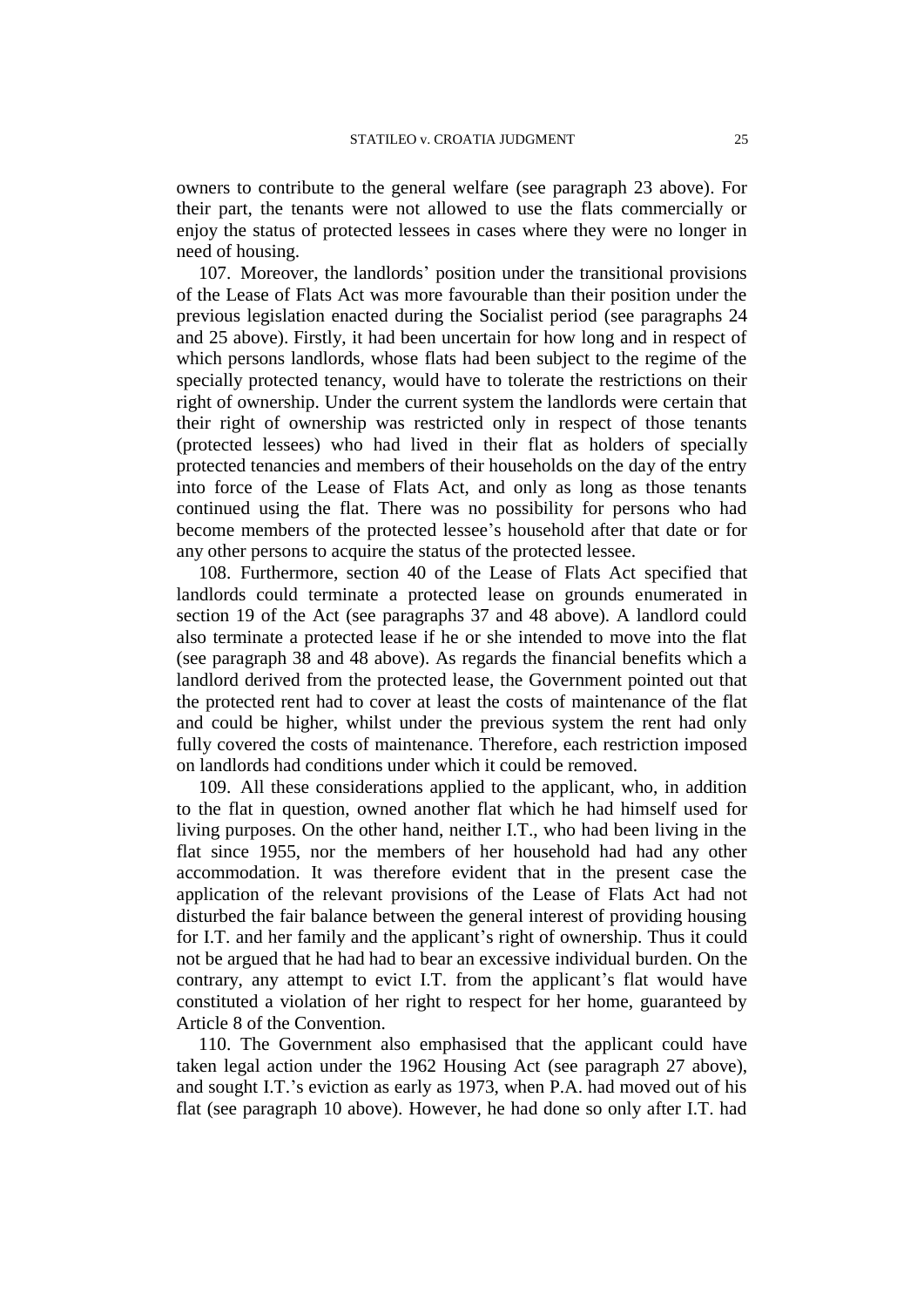owners to contribute to the general welfare (see paragraph 23 above). For their part, the tenants were not allowed to use the flats commercially or enjoy the status of protected lessees in cases where they were no longer in need of housing.

107. Moreover, the landlords' position under the transitional provisions of the Lease of Flats Act was more favourable than their position under the previous legislation enacted during the Socialist period (see paragraphs 24 and 25 above). Firstly, it had been uncertain for how long and in respect of which persons landlords, whose flats had been subject to the regime of the specially protected tenancy, would have to tolerate the restrictions on their right of ownership. Under the current system the landlords were certain that their right of ownership was restricted only in respect of those tenants (protected lessees) who had lived in their flat as holders of specially protected tenancies and members of their households on the day of the entry into force of the Lease of Flats Act, and only as long as those tenants continued using the flat. There was no possibility for persons who had become members of the protected lessee's household after that date or for any other persons to acquire the status of the protected lessee.

108. Furthermore, section 40 of the Lease of Flats Act specified that landlords could terminate a protected lease on grounds enumerated in section 19 of the Act (see paragraphs 37 and 48 above). A landlord could also terminate a protected lease if he or she intended to move into the flat (see paragraph 38 and 48 above). As regards the financial benefits which a landlord derived from the protected lease, the Government pointed out that the protected rent had to cover at least the costs of maintenance of the flat and could be higher, whilst under the previous system the rent had only fully covered the costs of maintenance. Therefore, each restriction imposed on landlords had conditions under which it could be removed.

109. All these considerations applied to the applicant, who, in addition to the flat in question, owned another flat which he had himself used for living purposes. On the other hand, neither I.T., who had been living in the flat since 1955, nor the members of her household had had any other accommodation. It was therefore evident that in the present case the application of the relevant provisions of the Lease of Flats Act had not disturbed the fair balance between the general interest of providing housing for I.T. and her family and the applicant's right of ownership. Thus it could not be argued that he had had to bear an excessive individual burden. On the contrary, any attempt to evict I.T. from the applicant's flat would have constituted a violation of her right to respect for her home, guaranteed by Article 8 of the Convention.

110. The Government also emphasised that the applicant could have taken legal action under the 1962 Housing Act (see paragraph 27 above), and sought I.T.'s eviction as early as 1973, when P.A. had moved out of his flat (see paragraph 10 above). However, he had done so only after I.T. had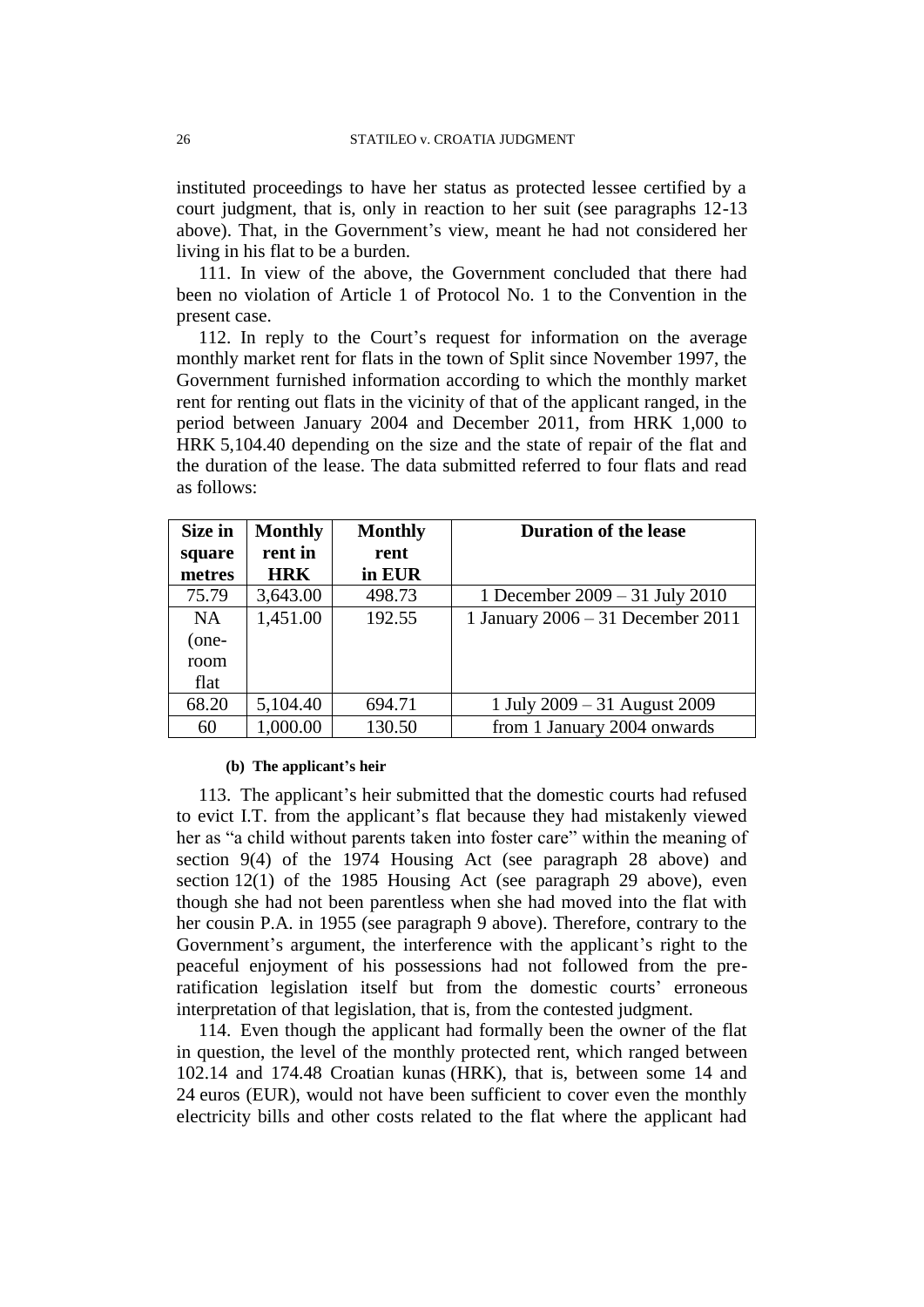instituted proceedings to have her status as protected lessee certified by a court judgment, that is, only in reaction to her suit (see paragraphs 12-13 above). That, in the Government's view, meant he had not considered her living in his flat to be a burden.

111. In view of the above, the Government concluded that there had been no violation of Article 1 of Protocol No. 1 to the Convention in the present case.

112. In reply to the Court's request for information on the average monthly market rent for flats in the town of Split since November 1997, the Government furnished information according to which the monthly market rent for renting out flats in the vicinity of that of the applicant ranged, in the period between January 2004 and December 2011, from HRK 1,000 to HRK 5,104.40 depending on the size and the state of repair of the flat and the duration of the lease. The data submitted referred to four flats and read as follows:

| Size in square metres | Monthly rent in HRK | Monthly rent in EUR | Duration of the lease |
|---|---|---|---|
| 75.79 | 3,643.00 | 498.73 | 1 December 2009 – 31 July 2010 |
| NA (one-room flat | 1,451.00 | 192.55 | 1 January 2006 – 31 December 2011 |
| 68.20 | 5,104.40 | 694.71 | 1 July 2009 – 31 August 2009 |
| 60 | 1,000.00 | 130.50 | from 1 January 2004 onwards |

#### (b) The applicant's heir

113. The applicant's heir submitted that the domestic courts had refused to evict I.T. from the applicant's flat because they had mistakenly viewed her as "a child without parents taken into foster care" within the meaning of section 9(4) of the 1974 Housing Act (see paragraph 28 above) and section 12(1) of the 1985 Housing Act (see paragraph 29 above), even though she had not been parentless when she had moved into the flat with her cousin P.A. in 1955 (see paragraph 9 above). Therefore, contrary to the Government's argument, the interference with the applicant's right to the peaceful enjoyment of his possessions had not followed from the pre-ratification legislation itself but from the domestic courts' erroneous interpretation of that legislation, that is, from the contested judgment.

114. Even though the applicant had formally been the owner of the flat in question, the level of the monthly protected rent, which ranged between 102.14 and 174.48 Croatian kunas (HRK), that is, between some 14 and 24 euros (EUR), would not have been sufficient to cover even the monthly electricity bills and other costs related to the flat where the applicant had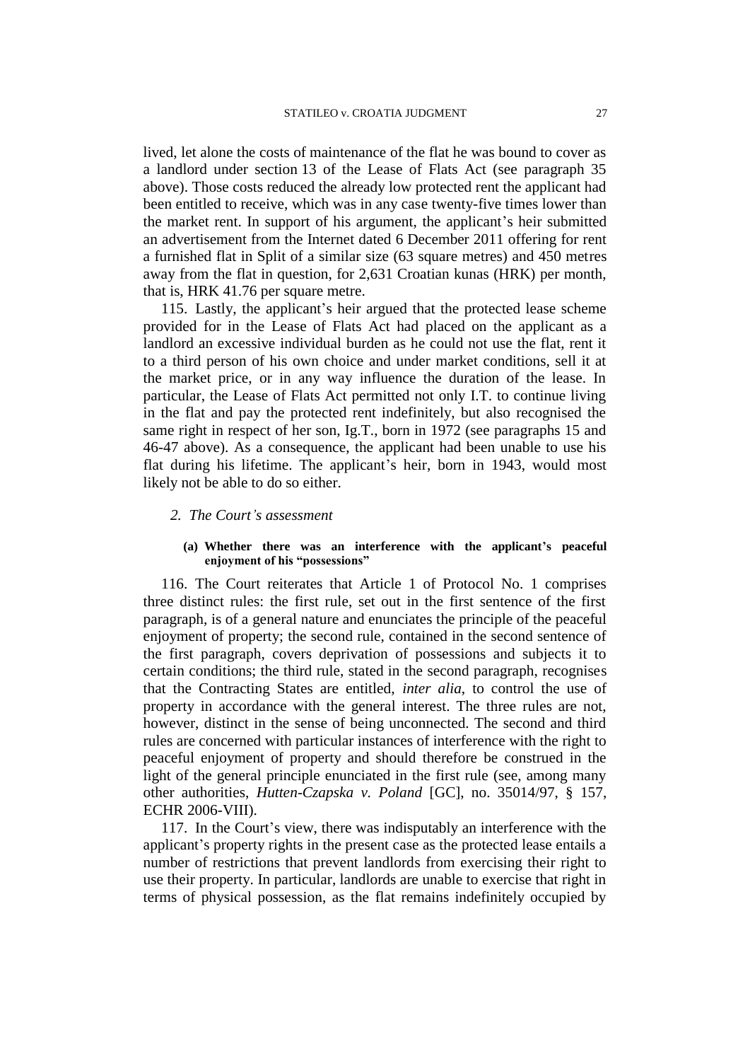lived, let alone the costs of maintenance of the flat he was bound to cover as a landlord under section 13 of the Lease of Flats Act (see paragraph 35 above). Those costs reduced the already low protected rent the applicant had been entitled to receive, which was in any case twenty-five times lower than the market rent. In support of his argument, the applicant's heir submitted an advertisement from the Internet dated 6 December 2011 offering for rent a furnished flat in Split of a similar size (63 square metres) and 450 metres away from the flat in question, for 2,631 Croatian kunas (HRK) per month, that is, HRK 41.76 per square metre.

115. Lastly, the applicant's heir argued that the protected lease scheme provided for in the Lease of Flats Act had placed on the applicant as a landlord an excessive individual burden as he could not use the flat, rent it to a third person of his own choice and under market conditions, sell it at the market price, or in any way influence the duration of the lease. In particular, the Lease of Flats Act permitted not only I.T. to continue living in the flat and pay the protected rent indefinitely, but also recognised the same right in respect of her son, Ig.T., born in 1972 (see paragraphs 15 and 46-47 above). As a consequence, the applicant had been unable to use his flat during his lifetime. The applicant's heir, born in 1943, would most likely not be able to do so either.

### *2. The Court's assessment*

#### **(a) Whether there was an interference with the applicant's peaceful enjoyment of his "possessions"**

116. The Court reiterates that Article 1 of Protocol No. 1 comprises three distinct rules: the first rule, set out in the first sentence of the first paragraph, is of a general nature and enunciates the principle of the peaceful enjoyment of property; the second rule, contained in the second sentence of the first paragraph, covers deprivation of possessions and subjects it to certain conditions; the third rule, stated in the second paragraph, recognises that the Contracting States are entitled, *inter alia*, to control the use of property in accordance with the general interest. The three rules are not, however, distinct in the sense of being unconnected. The second and third rules are concerned with particular instances of interference with the right to peaceful enjoyment of property and should therefore be construed in the light of the general principle enunciated in the first rule (see, among many other authorities, *Hutten-Czapska v. Poland* [GC], no. 35014/97, § 157, ECHR 2006-VIII).

117. In the Court's view, there was indisputably an interference with the applicant's property rights in the present case as the protected lease entails a number of restrictions that prevent landlords from exercising their right to use their property. In particular, landlords are unable to exercise that right in terms of physical possession, as the flat remains indefinitely occupied by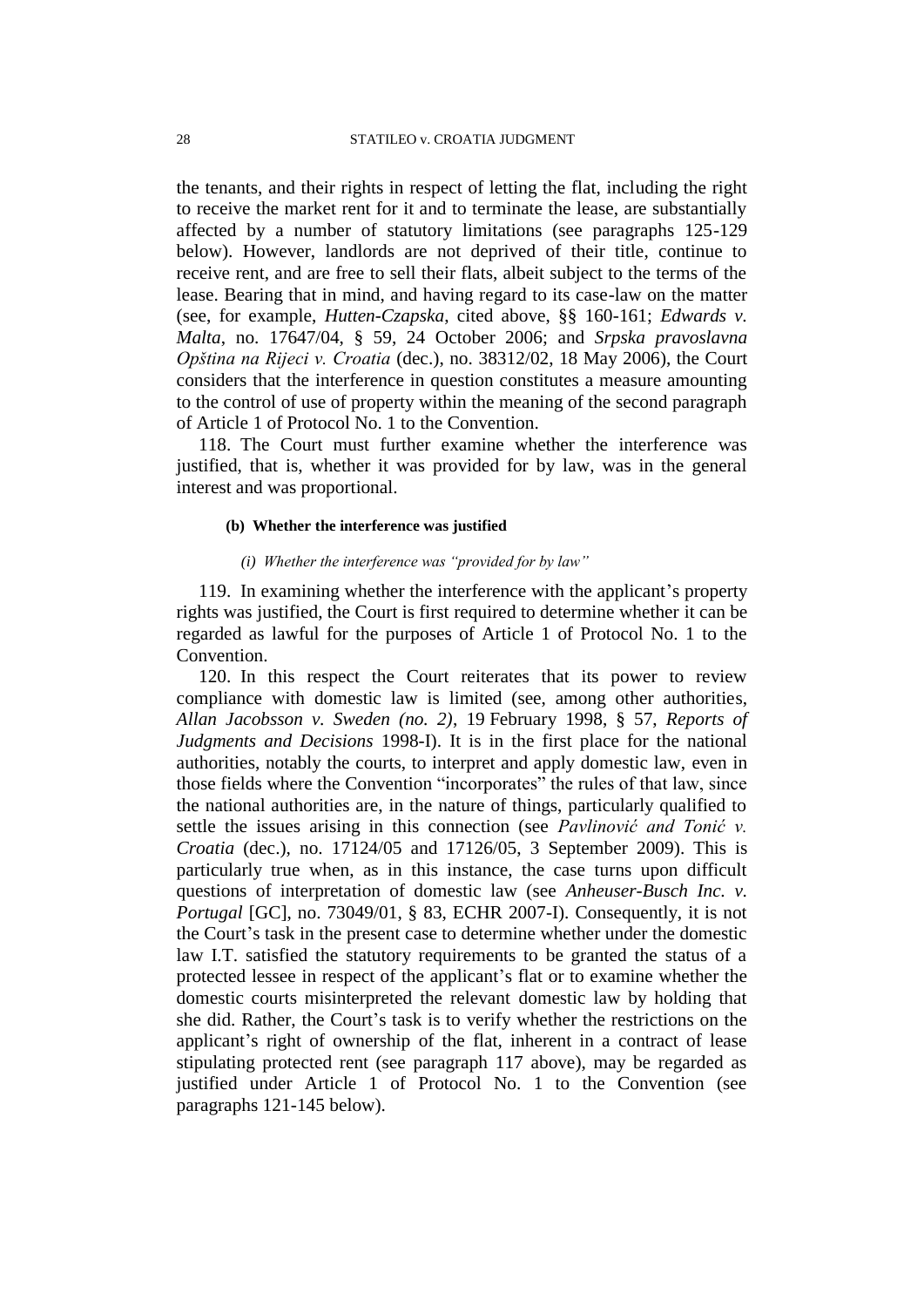the tenants, and their rights in respect of letting the flat, including the right to receive the market rent for it and to terminate the lease, are substantially affected by a number of statutory limitations (see paragraphs 125-129 below). However, landlords are not deprived of their title, continue to receive rent, and are free to sell their flats, albeit subject to the terms of the lease. Bearing that in mind, and having regard to its case-law on the matter (see, for example, *Hutten-Czapska*, cited above, §§ 160-161; *Edwards v. Malta*, no. 17647/04, § 59, 24 October 2006; and *Srpska pravoslavna Opština na Rijeci v. Croatia* (dec.), no. 38312/02, 18 May 2006), the Court considers that the interference in question constitutes a measure amounting to the control of use of property within the meaning of the second paragraph of Article 1 of Protocol No. 1 to the Convention.

118. The Court must further examine whether the interference was justified, that is, whether it was provided for by law, was in the general interest and was proportional.

#### (b) Whether the interference was justified

##### *(i) Whether the interference was "provided for by law"*

119. In examining whether the interference with the applicant's property rights was justified, the Court is first required to determine whether it can be regarded as lawful for the purposes of Article 1 of Protocol No. 1 to the Convention.

120. In this respect the Court reiterates that its power to review compliance with domestic law is limited (see, among other authorities, *Allan Jacobsson v. Sweden (no. 2)*, 19 February 1998, § 57, *Reports of Judgments and Decisions* 1998-I). It is in the first place for the national authorities, notably the courts, to interpret and apply domestic law, even in those fields where the Convention "incorporates" the rules of that law, since the national authorities are, in the nature of things, particularly qualified to settle the issues arising in this connection (see *Pavlinović and Tonić v. Croatia* (dec.), no. 17124/05 and 17126/05, 3 September 2009). This is particularly true when, as in this instance, the case turns upon difficult questions of interpretation of domestic law (see *Anheuser-Busch Inc. v. Portugal* [GC], no. 73049/01, § 83, ECHR 2007-I). Consequently, it is not the Court's task in the present case to determine whether under the domestic law I.T. satisfied the statutory requirements to be granted the status of a protected lessee in respect of the applicant's flat or to examine whether the domestic courts misinterpreted the relevant domestic law by holding that she did. Rather, the Court's task is to verify whether the restrictions on the applicant's right of ownership of the flat, inherent in a contract of lease stipulating protected rent (see paragraph 117 above), may be regarded as justified under Article 1 of Protocol No. 1 to the Convention (see paragraphs 121-145 below).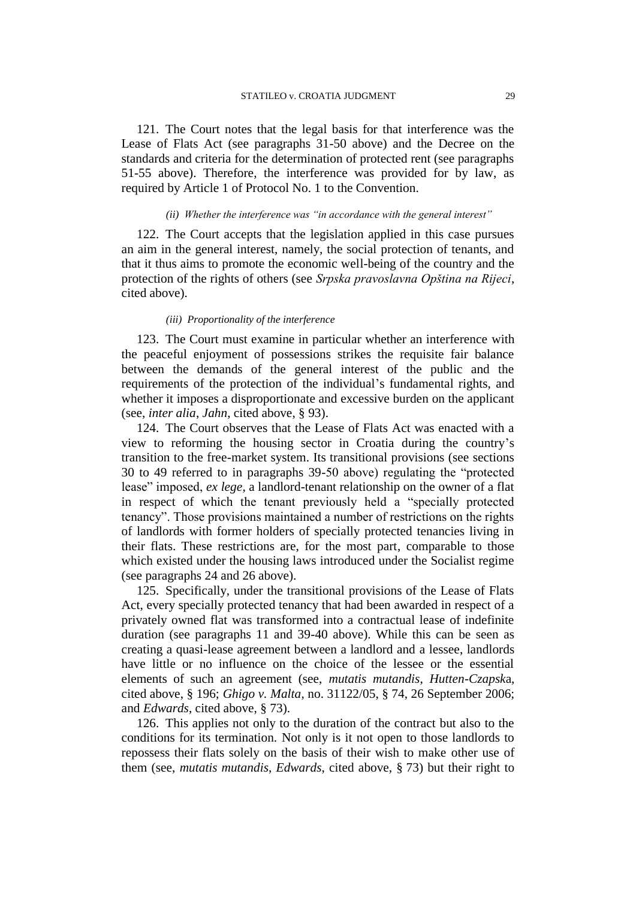121. The Court notes that the legal basis for that interference was the Lease of Flats Act (see paragraphs 31-50 above) and the Decree on the standards and criteria for the determination of protected rent (see paragraphs 51-55 above). Therefore, the interference was provided for by law, as required by Article 1 of Protocol No. 1 to the Convention.

*(ii) Whether the interference was "in accordance with the general interest"*

122. The Court accepts that the legislation applied in this case pursues an aim in the general interest, namely, the social protection of tenants, and that it thus aims to promote the economic well-being of the country and the protection of the rights of others (see *Srpska pravoslavna Opština na Rijeci*, cited above).

*(iii) Proportionality of the interference*

123. The Court must examine in particular whether an interference with the peaceful enjoyment of possessions strikes the requisite fair balance between the demands of the general interest of the public and the requirements of the protection of the individual's fundamental rights, and whether it imposes a disproportionate and excessive burden on the applicant (see, *inter alia*, *Jahn*, cited above, § 93).

124. The Court observes that the Lease of Flats Act was enacted with a view to reforming the housing sector in Croatia during the country's transition to the free-market system. Its transitional provisions (see sections 30 to 49 referred to in paragraphs 39-50 above) regulating the "protected lease" imposed, *ex lege*, a landlord-tenant relationship on the owner of a flat in respect of which the tenant previously held a "specially protected tenancy". Those provisions maintained a number of restrictions on the rights of landlords with former holders of specially protected tenancies living in their flats. These restrictions are, for the most part, comparable to those which existed under the housing laws introduced under the Socialist regime (see paragraphs 24 and 26 above).

125. Specifically, under the transitional provisions of the Lease of Flats Act, every specially protected tenancy that had been awarded in respect of a privately owned flat was transformed into a contractual lease of indefinite duration (see paragraphs 11 and 39-40 above). While this can be seen as creating a quasi-lease agreement between a landlord and a lessee, landlords have little or no influence on the choice of the lessee or the essential elements of such an agreement (see, *mutatis mutandis*, *Hutten-Czapsk*a, cited above, § 196; *Ghigo v. Malta*, no. 31122/05, § 74, 26 September 2006; and *Edwards*, cited above, § 73).

126. This applies not only to the duration of the contract but also to the conditions for its termination. Not only is it not open to those landlords to repossess their flats solely on the basis of their wish to make other use of them (see, *mutatis mutandis*, *Edwards*, cited above, § 73) but their right to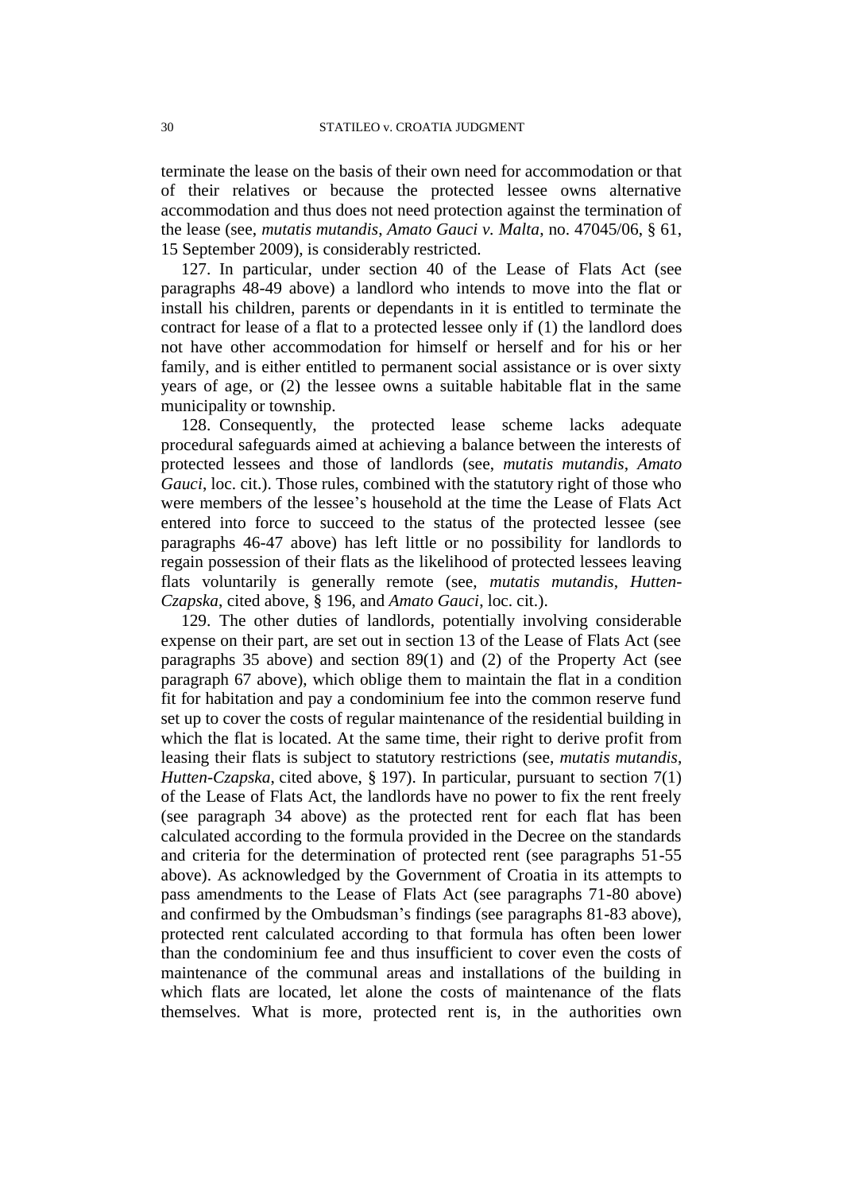terminate the lease on the basis of their own need for accommodation or that of their relatives or because the protected lessee owns alternative accommodation and thus does not need protection against the termination of the lease (see, *mutatis mutandis*, *Amato Gauci v. Malta*, no. 47045/06, § 61, 15 September 2009), is considerably restricted.

127. In particular, under section 40 of the Lease of Flats Act (see paragraphs 48-49 above) a landlord who intends to move into the flat or install his children, parents or dependants in it is entitled to terminate the contract for lease of a flat to a protected lessee only if (1) the landlord does not have other accommodation for himself or herself and for his or her family, and is either entitled to permanent social assistance or is over sixty years of age, or (2) the lessee owns a suitable habitable flat in the same municipality or township.

128. Consequently, the protected lease scheme lacks adequate procedural safeguards aimed at achieving a balance between the interests of protected lessees and those of landlords (see, *mutatis mutandis*, *Amato Gauci*, loc. cit.). Those rules, combined with the statutory right of those who were members of the lessee's household at the time the Lease of Flats Act entered into force to succeed to the status of the protected lessee (see paragraphs 46-47 above) has left little or no possibility for landlords to regain possession of their flats as the likelihood of protected lessees leaving flats voluntarily is generally remote (see, *mutatis mutandis*, *Hutten-Czapska*, cited above, § 196, and *Amato Gauci*, loc. cit.).

129. The other duties of landlords, potentially involving considerable expense on their part, are set out in section 13 of the Lease of Flats Act (see paragraphs 35 above) and section 89(1) and (2) of the Property Act (see paragraph 67 above), which oblige them to maintain the flat in a condition fit for habitation and pay a condominium fee into the common reserve fund set up to cover the costs of regular maintenance of the residential building in which the flat is located. At the same time, their right to derive profit from leasing their flats is subject to statutory restrictions (see, *mutatis mutandis*, *Hutten-Czapska*, cited above, § 197). In particular, pursuant to section 7(1) of the Lease of Flats Act, the landlords have no power to fix the rent freely (see paragraph 34 above) as the protected rent for each flat has been calculated according to the formula provided in the Decree on the standards and criteria for the determination of protected rent (see paragraphs 51-55 above). As acknowledged by the Government of Croatia in its attempts to pass amendments to the Lease of Flats Act (see paragraphs 71-80 above) and confirmed by the Ombudsman's findings (see paragraphs 81-83 above), protected rent calculated according to that formula has often been lower than the condominium fee and thus insufficient to cover even the costs of maintenance of the communal areas and installations of the building in which flats are located, let alone the costs of maintenance of the flats themselves. What is more, protected rent is, in the authorities own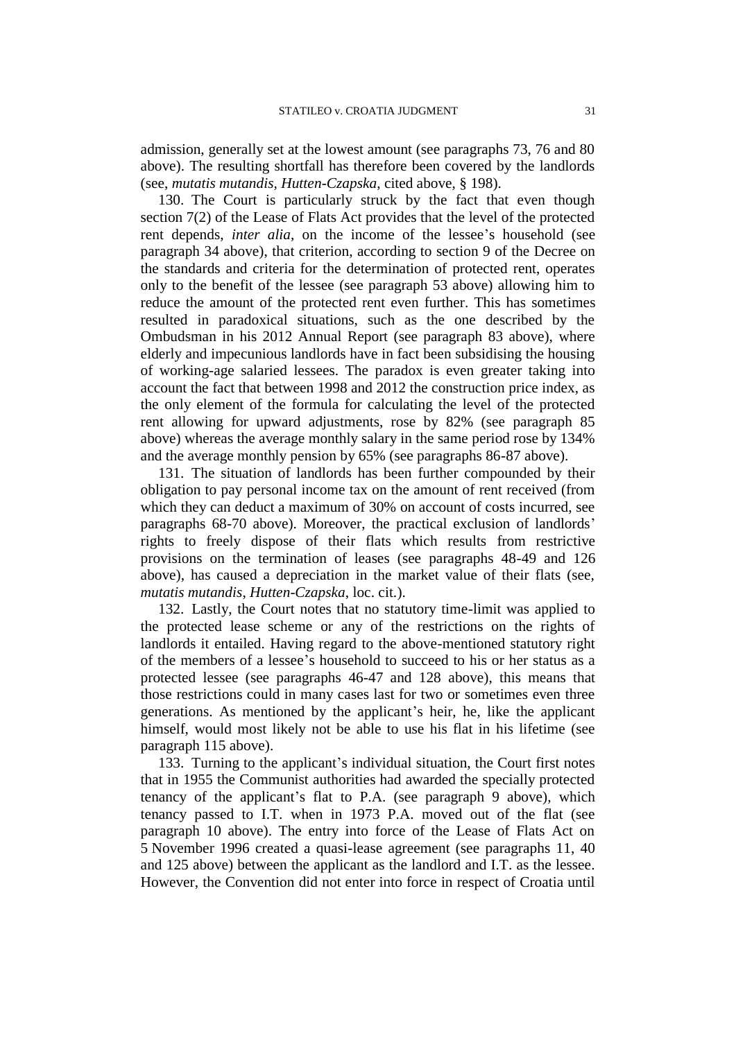admission, generally set at the lowest amount (see paragraphs 73, 76 and 80 above). The resulting shortfall has therefore been covered by the landlords (see, *mutatis mutandis*, *Hutten-Czapska*, cited above, § 198).

130. The Court is particularly struck by the fact that even though section 7(2) of the Lease of Flats Act provides that the level of the protected rent depends, *inter alia*, on the income of the lessee's household (see paragraph 34 above), that criterion, according to section 9 of the Decree on the standards and criteria for the determination of protected rent, operates only to the benefit of the lessee (see paragraph 53 above) allowing him to reduce the amount of the protected rent even further. This has sometimes resulted in paradoxical situations, such as the one described by the Ombudsman in his 2012 Annual Report (see paragraph 83 above), where elderly and impecunious landlords have in fact been subsidising the housing of working-age salaried lessees. The paradox is even greater taking into account the fact that between 1998 and 2012 the construction price index, as the only element of the formula for calculating the level of the protected rent allowing for upward adjustments, rose by 82% (see paragraph 85 above) whereas the average monthly salary in the same period rose by 134% and the average monthly pension by 65% (see paragraphs 86-87 above).

131. The situation of landlords has been further compounded by their obligation to pay personal income tax on the amount of rent received (from which they can deduct a maximum of 30% on account of costs incurred, see paragraphs 68-70 above). Moreover, the practical exclusion of landlords' rights to freely dispose of their flats which results from restrictive provisions on the termination of leases (see paragraphs 48-49 and 126 above), has caused a depreciation in the market value of their flats (see, *mutatis mutandis*, *Hutten-Czapska*, loc. cit.).

132. Lastly, the Court notes that no statutory time-limit was applied to the protected lease scheme or any of the restrictions on the rights of landlords it entailed. Having regard to the above-mentioned statutory right of the members of a lessee's household to succeed to his or her status as a protected lessee (see paragraphs 46-47 and 128 above), this means that those restrictions could in many cases last for two or sometimes even three generations. As mentioned by the applicant's heir, he, like the applicant himself, would most likely not be able to use his flat in his lifetime (see paragraph 115 above).

133. Turning to the applicant's individual situation, the Court first notes that in 1955 the Communist authorities had awarded the specially protected tenancy of the applicant's flat to P.A. (see paragraph 9 above), which tenancy passed to I.T. when in 1973 P.A. moved out of the flat (see paragraph 10 above). The entry into force of the Lease of Flats Act on 5 November 1996 created a quasi-lease agreement (see paragraphs 11, 40 and 125 above) between the applicant as the landlord and I.T. as the lessee. However, the Convention did not enter into force in respect of Croatia until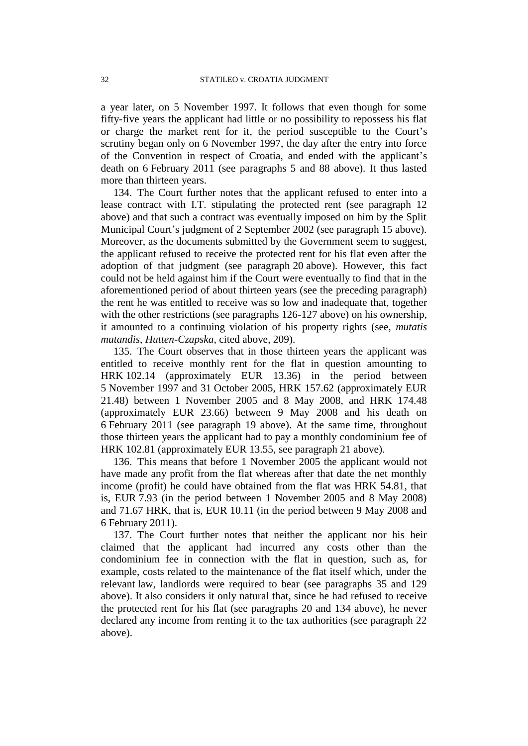a year later, on 5 November 1997. It follows that even though for some fifty-five years the applicant had little or no possibility to repossess his flat or charge the market rent for it, the period susceptible to the Court's scrutiny began only on 6 November 1997, the day after the entry into force of the Convention in respect of Croatia, and ended with the applicant's death on 6 February 2011 (see paragraphs 5 and 88 above). It thus lasted more than thirteen years.

134. The Court further notes that the applicant refused to enter into a lease contract with I.T. stipulating the protected rent (see paragraph 12 above) and that such a contract was eventually imposed on him by the Split Municipal Court's judgment of 2 September 2002 (see paragraph 15 above). Moreover, as the documents submitted by the Government seem to suggest, the applicant refused to receive the protected rent for his flat even after the adoption of that judgment (see paragraph 20 above). However, this fact could not be held against him if the Court were eventually to find that in the aforementioned period of about thirteen years (see the preceding paragraph) the rent he was entitled to receive was so low and inadequate that, together with the other restrictions (see paragraphs 126-127 above) on his ownership, it amounted to a continuing violation of his property rights (see, *mutatis mutandis*, *Hutten-Czapska*, cited above, 209).

135. The Court observes that in those thirteen years the applicant was entitled to receive monthly rent for the flat in question amounting to HRK 102.14 (approximately EUR 13.36) in the period between 5 November 1997 and 31 October 2005, HRK 157.62 (approximately EUR 21.48) between 1 November 2005 and 8 May 2008, and HRK 174.48 (approximately EUR 23.66) between 9 May 2008 and his death on 6 February 2011 (see paragraph 19 above). At the same time, throughout those thirteen years the applicant had to pay a monthly condominium fee of HRK 102.81 (approximately EUR 13.55, see paragraph 21 above).

136. This means that before 1 November 2005 the applicant would not have made any profit from the flat whereas after that date the net monthly income (profit) he could have obtained from the flat was HRK 54.81, that is, EUR 7.93 (in the period between 1 November 2005 and 8 May 2008) and 71.67 HRK, that is, EUR 10.11 (in the period between 9 May 2008 and 6 February 2011).

137. The Court further notes that neither the applicant nor his heir claimed that the applicant had incurred any costs other than the condominium fee in connection with the flat in question, such as, for example, costs related to the maintenance of the flat itself which, under the relevant law, landlords were required to bear (see paragraphs 35 and 129 above). It also considers it only natural that, since he had refused to receive the protected rent for his flat (see paragraphs 20 and 134 above), he never declared any income from renting it to the tax authorities (see paragraph 22 above).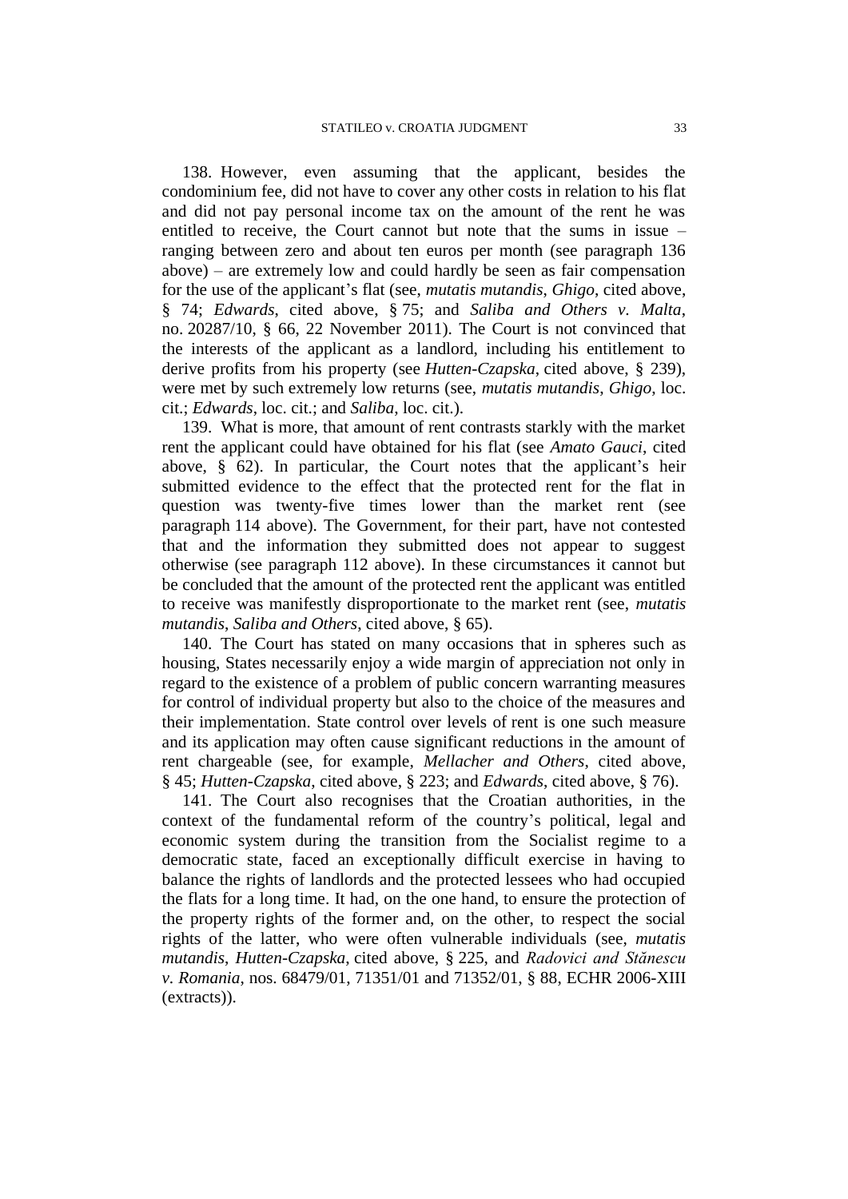138. However, even assuming that the applicant, besides the condominium fee, did not have to cover any other costs in relation to his flat and did not pay personal income tax on the amount of the rent he was entitled to receive, the Court cannot but note that the sums in issue – ranging between zero and about ten euros per month (see paragraph 136 above) – are extremely low and could hardly be seen as fair compensation for the use of the applicant's flat (see, *mutatis mutandis*, *Ghigo*, cited above, § 74; *Edwards*, cited above, § 75; and *Saliba and Others v. Malta*, no. 20287/10, § 66, 22 November 2011). The Court is not convinced that the interests of the applicant as a landlord, including his entitlement to derive profits from his property (see *Hutten-Czapska*, cited above, § 239), were met by such extremely low returns (see, *mutatis mutandis*, *Ghigo*, loc. cit.; *Edwards*, loc. cit.; and *Saliba*, loc. cit.).

139. What is more, that amount of rent contrasts starkly with the market rent the applicant could have obtained for his flat (see *Amato Gauci*, cited above, § 62). In particular, the Court notes that the applicant's heir submitted evidence to the effect that the protected rent for the flat in question was twenty-five times lower than the market rent (see paragraph 114 above). The Government, for their part, have not contested that and the information they submitted does not appear to suggest otherwise (see paragraph 112 above). In these circumstances it cannot but be concluded that the amount of the protected rent the applicant was entitled to receive was manifestly disproportionate to the market rent (see, *mutatis mutandis*, *Saliba and Others*, cited above, § 65).

140. The Court has stated on many occasions that in spheres such as housing, States necessarily enjoy a wide margin of appreciation not only in regard to the existence of a problem of public concern warranting measures for control of individual property but also to the choice of the measures and their implementation. State control over levels of rent is one such measure and its application may often cause significant reductions in the amount of rent chargeable (see, for example, *Mellacher and Others*, cited above, § 45; *Hutten-Czapska*, cited above, § 223; and *Edwards*, cited above, § 76).

141. The Court also recognises that the Croatian authorities, in the context of the fundamental reform of the country's political, legal and economic system during the transition from the Socialist regime to a democratic state, faced an exceptionally difficult exercise in having to balance the rights of landlords and the protected lessees who had occupied the flats for a long time. It had, on the one hand, to ensure the protection of the property rights of the former and, on the other, to respect the social rights of the latter, who were often vulnerable individuals (see, *mutatis mutandis*, *Hutten-Czapska*, cited above, § 225, and *Radovici and Stănescu v. Romania*, nos. 68479/01, 71351/01 and 71352/01, § 88, ECHR 2006-XIII (extracts)).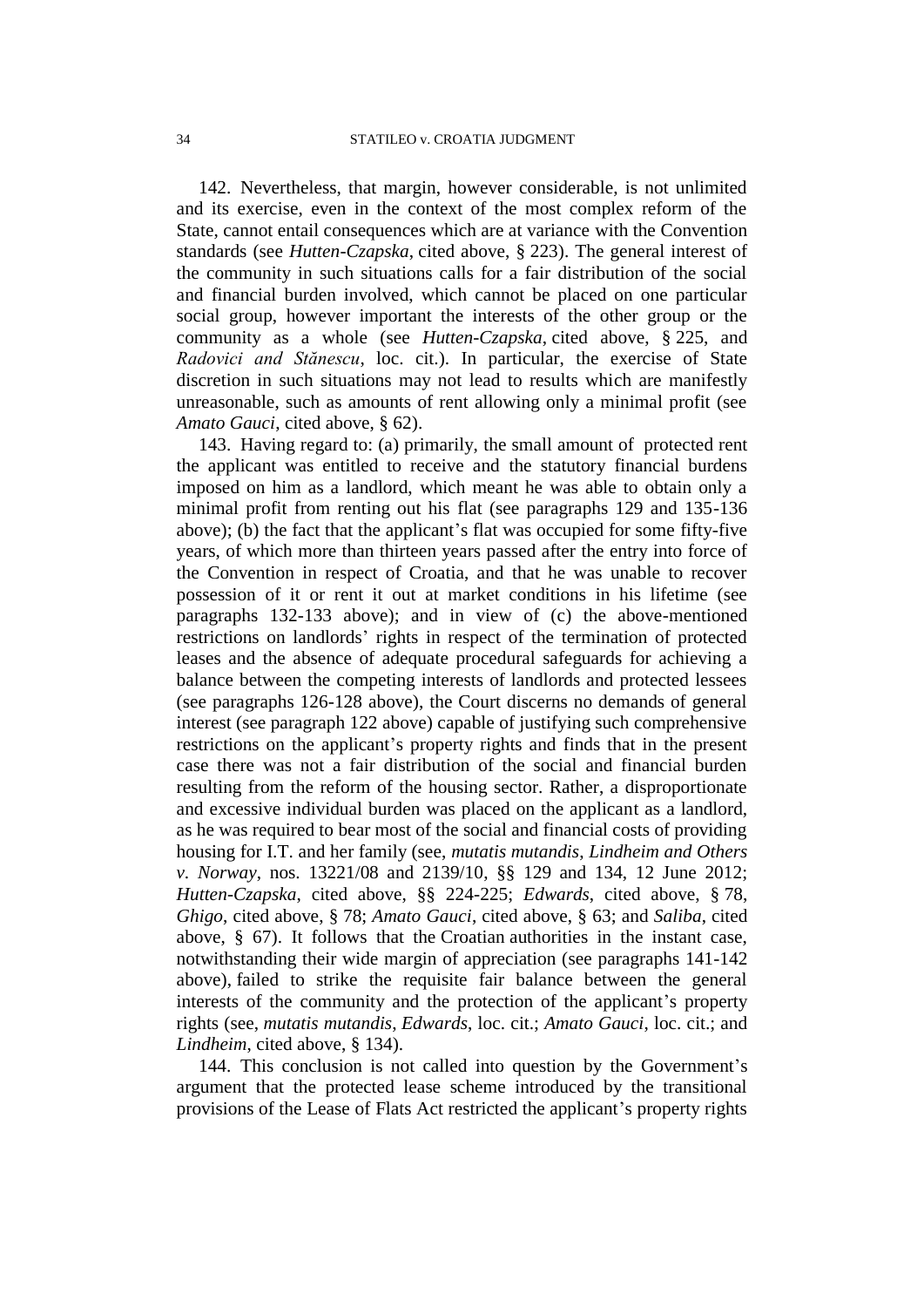142. Nevertheless, that margin, however considerable, is not unlimited and its exercise, even in the context of the most complex reform of the State, cannot entail consequences which are at variance with the Convention standards (see *Hutten-Czapska*, cited above, § 223). The general interest of the community in such situations calls for a fair distribution of the social and financial burden involved, which cannot be placed on one particular social group, however important the interests of the other group or the community as a whole (see *Hutten-Czapska*, cited above, § 225, and *Radovici and Stănescu*, loc. cit.). In particular, the exercise of State discretion in such situations may not lead to results which are manifestly unreasonable, such as amounts of rent allowing only a minimal profit (see *Amato Gauci*, cited above, § 62).

143. Having regard to: (a) primarily, the small amount of protected rent the applicant was entitled to receive and the statutory financial burdens imposed on him as a landlord, which meant he was able to obtain only a minimal profit from renting out his flat (see paragraphs 129 and 135-136 above); (b) the fact that the applicant's flat was occupied for some fifty-five years, of which more than thirteen years passed after the entry into force of the Convention in respect of Croatia, and that he was unable to recover possession of it or rent it out at market conditions in his lifetime (see paragraphs 132-133 above); and in view of (c) the above-mentioned restrictions on landlords' rights in respect of the termination of protected leases and the absence of adequate procedural safeguards for achieving a balance between the competing interests of landlords and protected lessees (see paragraphs 126-128 above), the Court discerns no demands of general interest (see paragraph 122 above) capable of justifying such comprehensive restrictions on the applicant's property rights and finds that in the present case there was not a fair distribution of the social and financial burden resulting from the reform of the housing sector. Rather, a disproportionate and excessive individual burden was placed on the applicant as a landlord, as he was required to bear most of the social and financial costs of providing housing for I.T. and her family (see, *mutatis mutandis*, *Lindheim and Others v. Norway*, nos. 13221/08 and 2139/10, §§ 129 and 134, 12 June 2012; *Hutten-Czapska*, cited above, §§ 224-225; *Edwards*, cited above, § 78, *Ghigo*, cited above, § 78; *Amato Gauci*, cited above, § 63; and *Saliba*, cited above, § 67). It follows that the Croatian authorities in the instant case, notwithstanding their wide margin of appreciation (see paragraphs 141-142 above), failed to strike the requisite fair balance between the general interests of the community and the protection of the applicant's property rights (see, *mutatis mutandis*, *Edwards*, loc. cit.; *Amato Gauci*, loc. cit.; and *Lindheim*, cited above, § 134).

144. This conclusion is not called into question by the Government's argument that the protected lease scheme introduced by the transitional provisions of the Lease of Flats Act restricted the applicant's property rights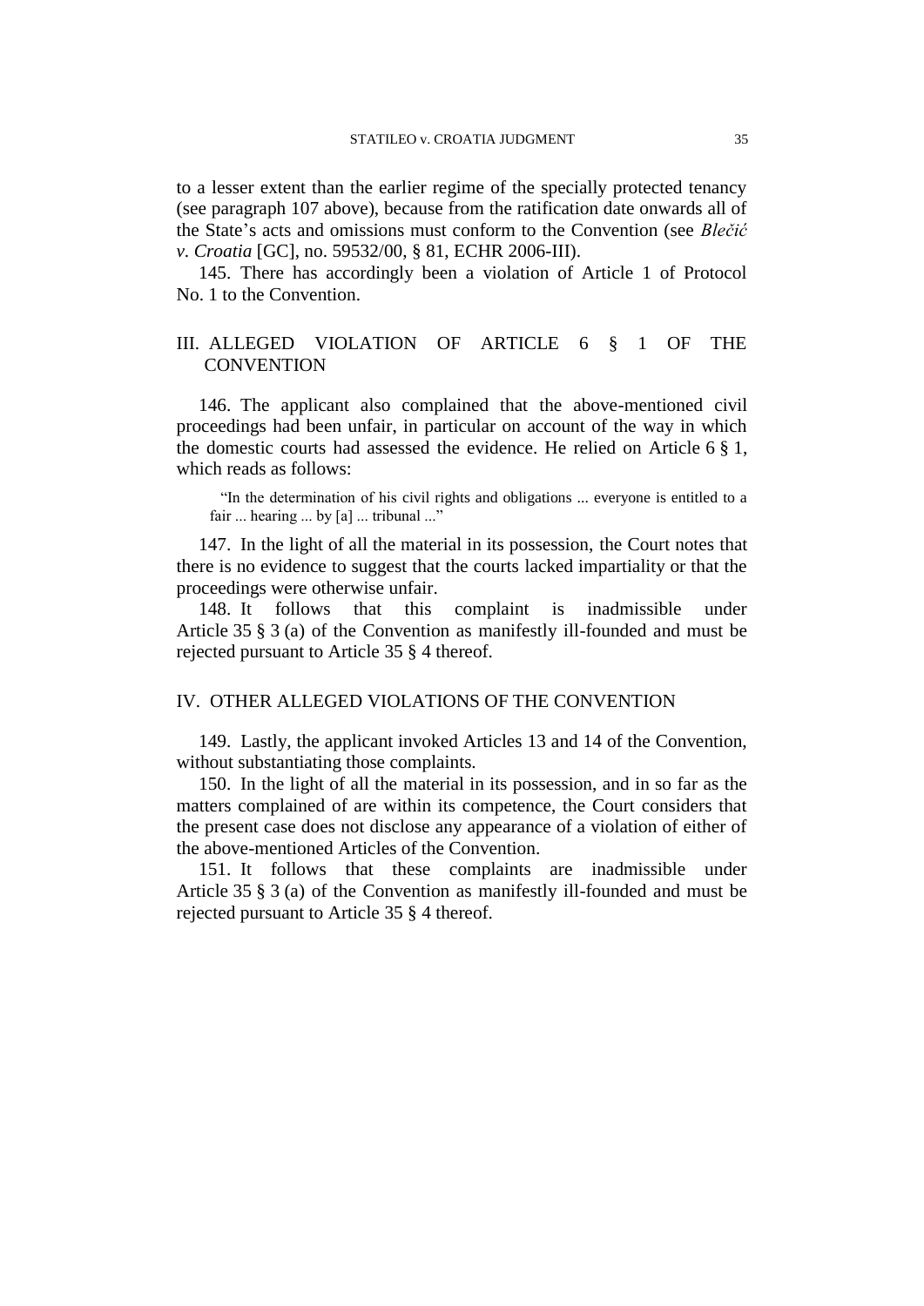to a lesser extent than the earlier regime of the specially protected tenancy (see paragraph 107 above), because from the ratification date onwards all of the State's acts and omissions must conform to the Convention (see *Blečić v. Croatia* [GC], no. 59532/00, § 81, ECHR 2006-III).

145. There has accordingly been a violation of Article 1 of Protocol No. 1 to the Convention.

## III. ALLEGED VIOLATION OF ARTICLE 6 § 1 OF THE CONVENTION

146. The applicant also complained that the above-mentioned civil proceedings had been unfair, in particular on account of the way in which the domestic courts had assessed the evidence. He relied on Article 6 § 1, which reads as follows:

> "In the determination of his civil rights and obligations ... everyone is entitled to a fair ... hearing ... by [a] ... tribunal ..."

147. In the light of all the material in its possession, the Court notes that there is no evidence to suggest that the courts lacked impartiality or that the proceedings were otherwise unfair.

148. It follows that this complaint is inadmissible under Article 35 § 3 (a) of the Convention as manifestly ill-founded and must be rejected pursuant to Article 35 § 4 thereof.

## IV. OTHER ALLEGED VIOLATIONS OF THE CONVENTION

149. Lastly, the applicant invoked Articles 13 and 14 of the Convention, without substantiating those complaints.

150. In the light of all the material in its possession, and in so far as the matters complained of are within its competence, the Court considers that the present case does not disclose any appearance of a violation of either of the above-mentioned Articles of the Convention.

151. It follows that these complaints are inadmissible under Article 35 § 3 (a) of the Convention as manifestly ill-founded and must be rejected pursuant to Article 35 § 4 thereof.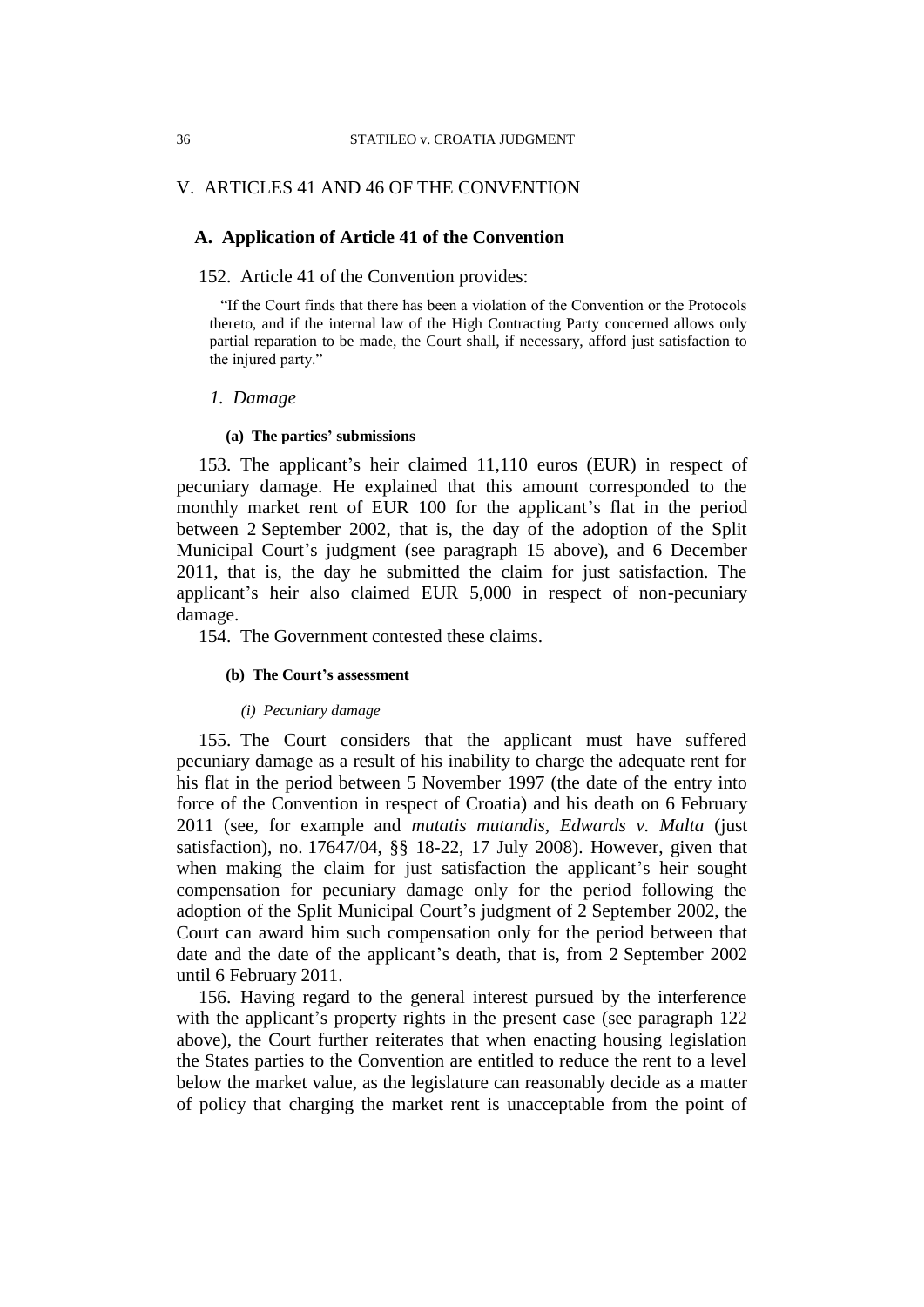## V. ARTICLES 41 AND 46 OF THE CONVENTION

### A. Application of Article 41 of the Convention

152. Article 41 of the Convention provides:

> “If the Court finds that there has been a violation of the Convention or the Protocols thereto, and if the internal law of the High Contracting Party concerned allows only partial reparation to be made, the Court shall, if necessary, afford just satisfaction to the injured party.”

#### *1. Damage*

##### (a) The parties’ submissions

153. The applicant’s heir claimed 11,110 euros (EUR) in respect of pecuniary damage. He explained that this amount corresponded to the monthly market rent of EUR 100 for the applicant’s flat in the period between 2 September 2002, that is, the day of the adoption of the Split Municipal Court’s judgment (see paragraph 15 above), and 6 December 2011, that is, the day he submitted the claim for just satisfaction. The applicant’s heir also claimed EUR 5,000 in respect of non-pecuniary damage.

154. The Government contested these claims.

##### (b) The Court’s assessment

###### *(i) Pecuniary damage*

155. The Court considers that the applicant must have suffered pecuniary damage as a result of his inability to charge the adequate rent for his flat in the period between 5 November 1997 (the date of the entry into force of the Convention in respect of Croatia) and his death on 6 February 2011 (see, for example and *mutatis mutandis*, *Edwards v. Malta* (just satisfaction), no. 17647/04, §§ 18-22, 17 July 2008). However, given that when making the claim for just satisfaction the applicant’s heir sought compensation for pecuniary damage only for the period following the adoption of the Split Municipal Court’s judgment of 2 September 2002, the Court can award him such compensation only for the period between that date and the date of the applicant’s death, that is, from 2 September 2002 until 6 February 2011.

156. Having regard to the general interest pursued by the interference with the applicant’s property rights in the present case (see paragraph 122 above), the Court further reiterates that when enacting housing legislation the States parties to the Convention are entitled to reduce the rent to a level below the market value, as the legislature can reasonably decide as a matter of policy that charging the market rent is unacceptable from the point of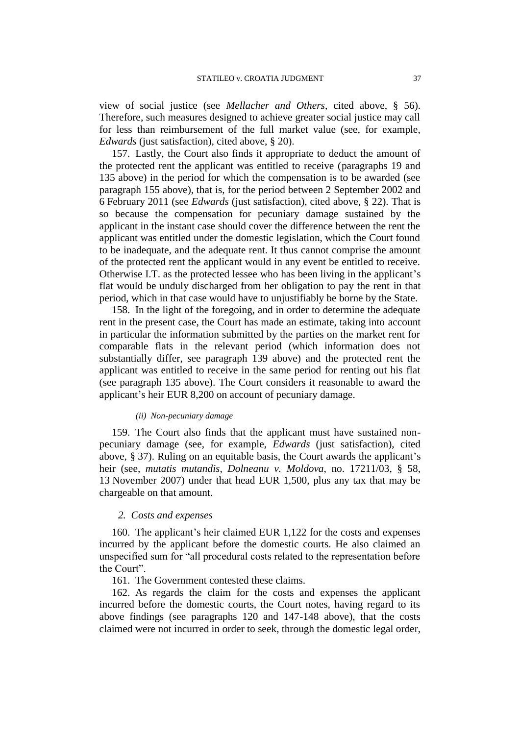view of social justice (see *Mellacher and Others*, cited above, § 56). Therefore, such measures designed to achieve greater social justice may call for less than reimbursement of the full market value (see, for example, *Edwards* (just satisfaction), cited above, § 20).

157. Lastly, the Court also finds it appropriate to deduct the amount of the protected rent the applicant was entitled to receive (paragraphs 19 and 135 above) in the period for which the compensation is to be awarded (see paragraph 155 above), that is, for the period between 2 September 2002 and 6 February 2011 (see *Edwards* (just satisfaction), cited above, § 22). That is so because the compensation for pecuniary damage sustained by the applicant in the instant case should cover the difference between the rent the applicant was entitled under the domestic legislation, which the Court found to be inadequate, and the adequate rent. It thus cannot comprise the amount of the protected rent the applicant would in any event be entitled to receive. Otherwise I.T. as the protected lessee who has been living in the applicant's flat would be unduly discharged from her obligation to pay the rent in that period, which in that case would have to unjustifiably be borne by the State.

158. In the light of the foregoing, and in order to determine the adequate rent in the present case, the Court has made an estimate, taking into account in particular the information submitted by the parties on the market rent for comparable flats in the relevant period (which information does not substantially differ, see paragraph 139 above) and the protected rent the applicant was entitled to receive in the same period for renting out his flat (see paragraph 135 above). The Court considers it reasonable to award the applicant's heir EUR 8,200 on account of pecuniary damage.

*(ii) Non-pecuniary damage*

159. The Court also finds that the applicant must have sustained non-pecuniary damage (see, for example, *Edwards* (just satisfaction), cited above, § 37). Ruling on an equitable basis, the Court awards the applicant's heir (see, *mutatis mutandis*, *Dolneanu v. Moldova*, no. 17211/03, § 58, 13 November 2007) under that head EUR 1,500, plus any tax that may be chargeable on that amount.

*2. Costs and expenses*

160. The applicant's heir claimed EUR 1,122 for the costs and expenses incurred by the applicant before the domestic courts. He also claimed an unspecified sum for "all procedural costs related to the representation before the Court".

161. The Government contested these claims.

162. As regards the claim for the costs and expenses the applicant incurred before the domestic courts, the Court notes, having regard to its above findings (see paragraphs 120 and 147-148 above), that the costs claimed were not incurred in order to seek, through the domestic legal order,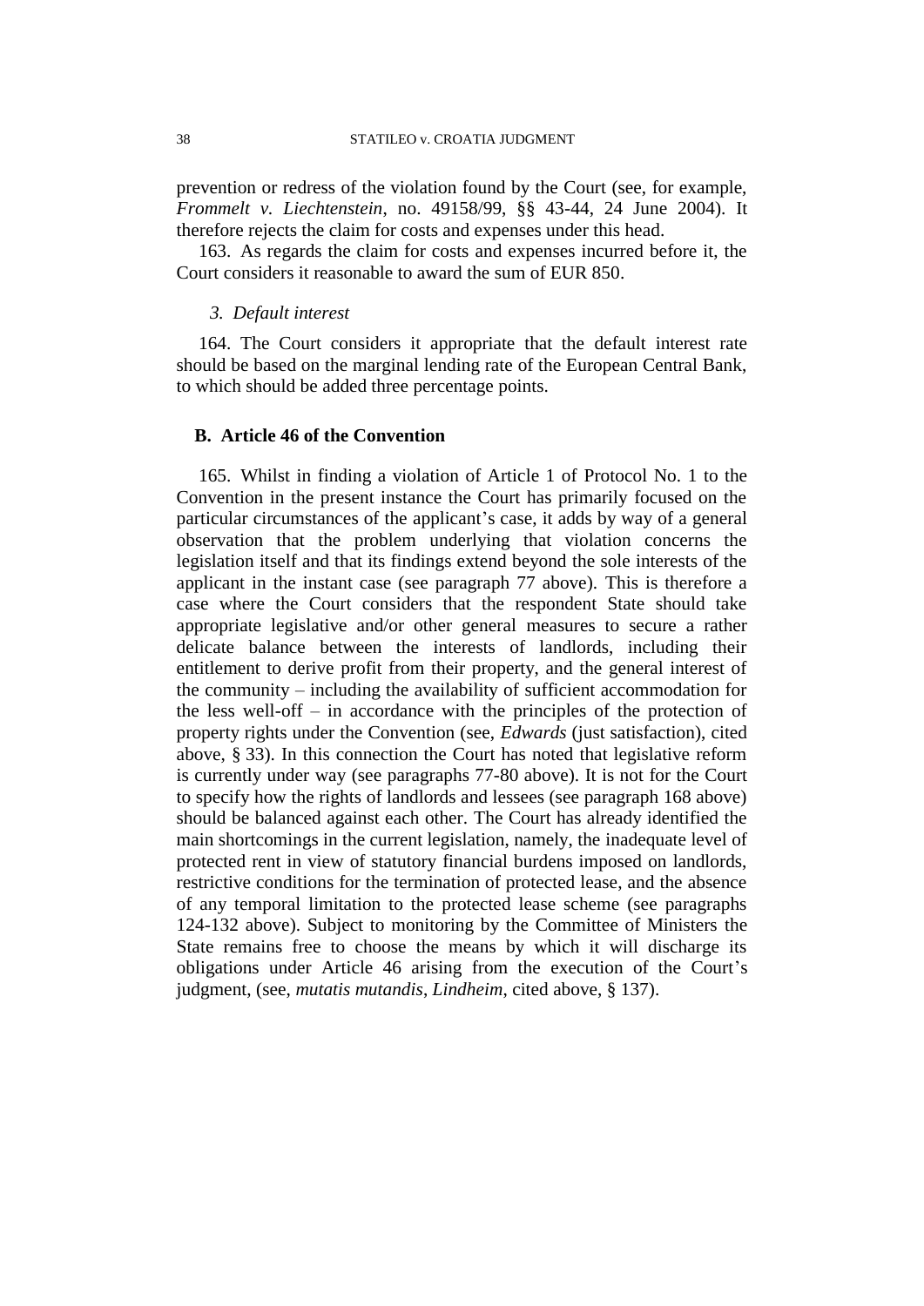prevention or redress of the violation found by the Court (see, for example, *Frommelt v. Liechtenstein*, no. 49158/99, §§ 43-44, 24 June 2004). It therefore rejects the claim for costs and expenses under this head.

163. As regards the claim for costs and expenses incurred before it, the Court considers it reasonable to award the sum of EUR 850.

### *3. Default interest*

164. The Court considers it appropriate that the default interest rate should be based on the marginal lending rate of the European Central Bank, to which should be added three percentage points.

## **B. Article 46 of the Convention**

165. Whilst in finding a violation of Article 1 of Protocol No. 1 to the Convention in the present instance the Court has primarily focused on the particular circumstances of the applicant's case, it adds by way of a general observation that the problem underlying that violation concerns the legislation itself and that its findings extend beyond the sole interests of the applicant in the instant case (see paragraph 77 above). This is therefore a case where the Court considers that the respondent State should take appropriate legislative and/or other general measures to secure a rather delicate balance between the interests of landlords, including their entitlement to derive profit from their property, and the general interest of the community – including the availability of sufficient accommodation for the less well-off – in accordance with the principles of the protection of property rights under the Convention (see, *Edwards* (just satisfaction), cited above, § 33). In this connection the Court has noted that legislative reform is currently under way (see paragraphs 77-80 above). It is not for the Court to specify how the rights of landlords and lessees (see paragraph 168 above) should be balanced against each other. The Court has already identified the main shortcomings in the current legislation, namely, the inadequate level of protected rent in view of statutory financial burdens imposed on landlords, restrictive conditions for the termination of protected lease, and the absence of any temporal limitation to the protected lease scheme (see paragraphs 124-132 above). Subject to monitoring by the Committee of Ministers the State remains free to choose the means by which it will discharge its obligations under Article 46 arising from the execution of the Court's judgment, (see, *mutatis mutandis*, *Lindheim*, cited above, § 137).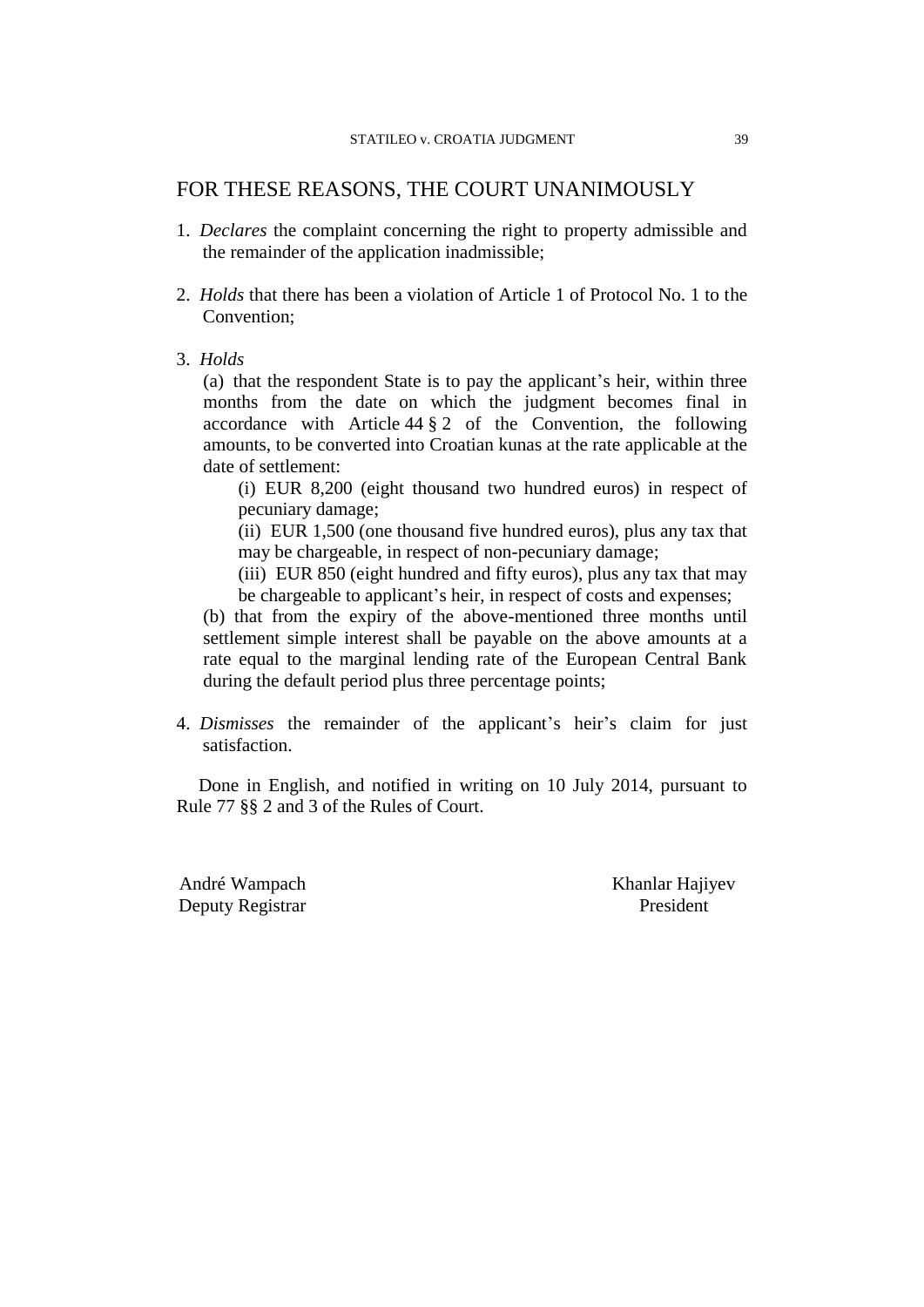## FOR THESE REASONS, THE COURT UNANIMOUSLY

1. *Declares* the complaint concerning the right to property admissible and the remainder of the application inadmissible;

2. *Holds* that there has been a violation of Article 1 of Protocol No. 1 to the Convention;

3. *Holds*

   (a) that the respondent State is to pay the applicant's heir, within three months from the date on which the judgment becomes final in accordance with Article 44 § 2 of the Convention, the following amounts, to be converted into Croatian kunas at the rate applicable at the date of settlement:

   (i) EUR 8,200 (eight thousand two hundred euros) in respect of pecuniary damage;

   (ii) EUR 1,500 (one thousand five hundred euros), plus any tax that may be chargeable, in respect of non-pecuniary damage;

   (iii) EUR 850 (eight hundred and fifty euros), plus any tax that may be chargeable to applicant's heir, in respect of costs and expenses;

   (b) that from the expiry of the above-mentioned three months until settlement simple interest shall be payable on the above amounts at a rate equal to the marginal lending rate of the European Central Bank during the default period plus three percentage points;

4. *Dismisses* the remainder of the applicant's heir's claim for just satisfaction.

Done in English, and notified in writing on 10 July 2014, pursuant to Rule 77 §§ 2 and 3 of the Rules of Court.

André Wampach
Deputy Registrar

Khanlar Hajiyev
President